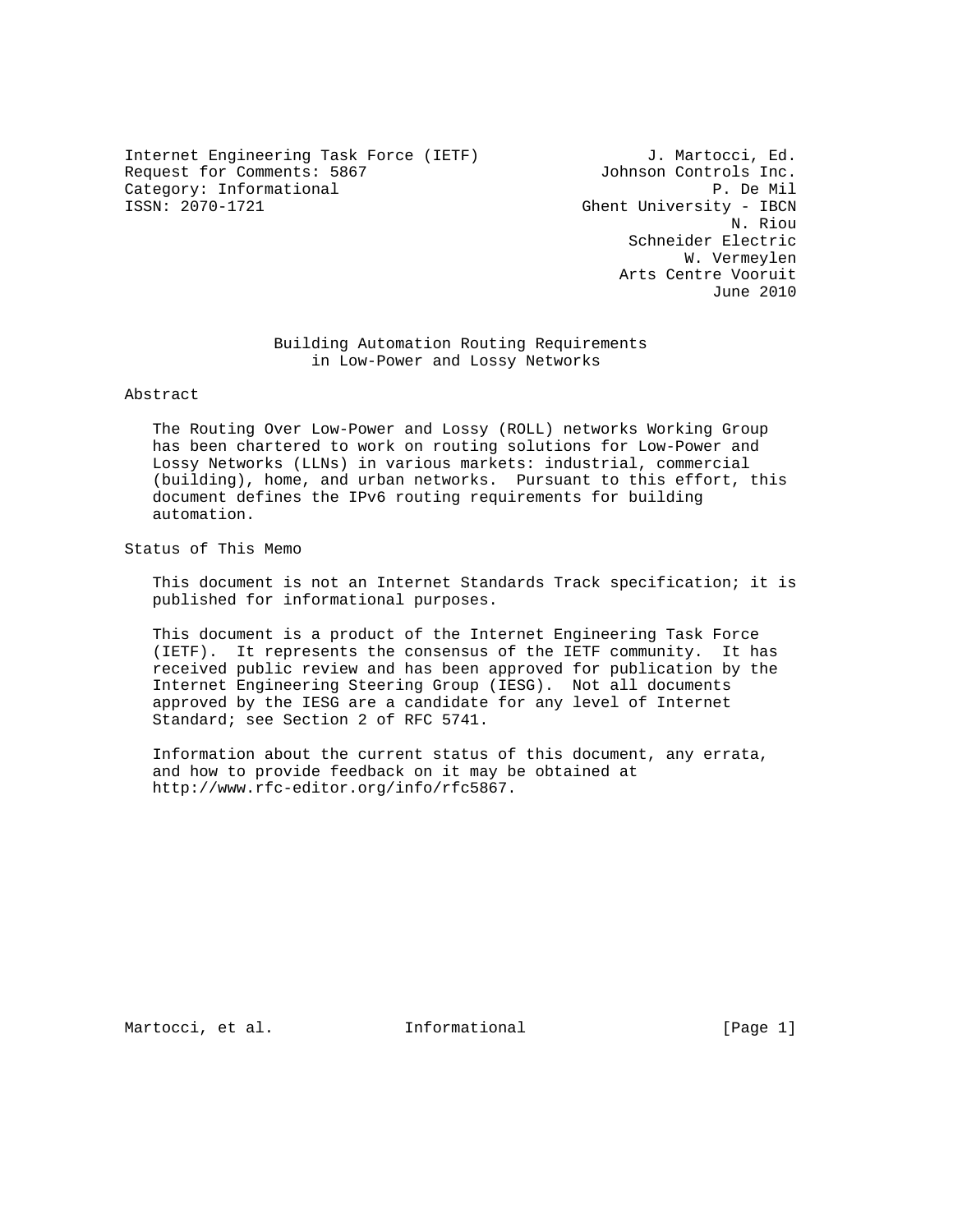Internet Engineering Task Force (IETF) J. Martocci, Ed.
Request for Comments: 5867 Johnson Controls Inc.
Category: Informational P. De Mil
ISSN: 2070-1721 Ghent University - IBCN
N. Riou
Schneider Electric
W. Vermeylen
Arts Centre Vooruit
June 2010

# Building Automation Routing Requirements in Low-Power and Lossy Networks

## Abstract

The Routing Over Low-Power and Lossy (ROLL) networks Working Group has been chartered to work on routing solutions for Low-Power and Lossy Networks (LLNs) in various markets: industrial, commercial (building), home, and urban networks. Pursuant to this effort, this document defines the IPv6 routing requirements for building automation.

## Status of This Memo

This document is not an Internet Standards Track specification; it is published for informational purposes.

This document is a product of the Internet Engineering Task Force (IETF). It represents the consensus of the IETF community. It has received public review and has been approved for publication by the Internet Engineering Steering Group (IESG). Not all documents approved by the IESG are a candidate for any level of Internet Standard; see Section 2 of RFC 5741.

Information about the current status of this document, any errata, and how to provide feedback on it may be obtained at http://www.rfc-editor.org/info/rfc5867.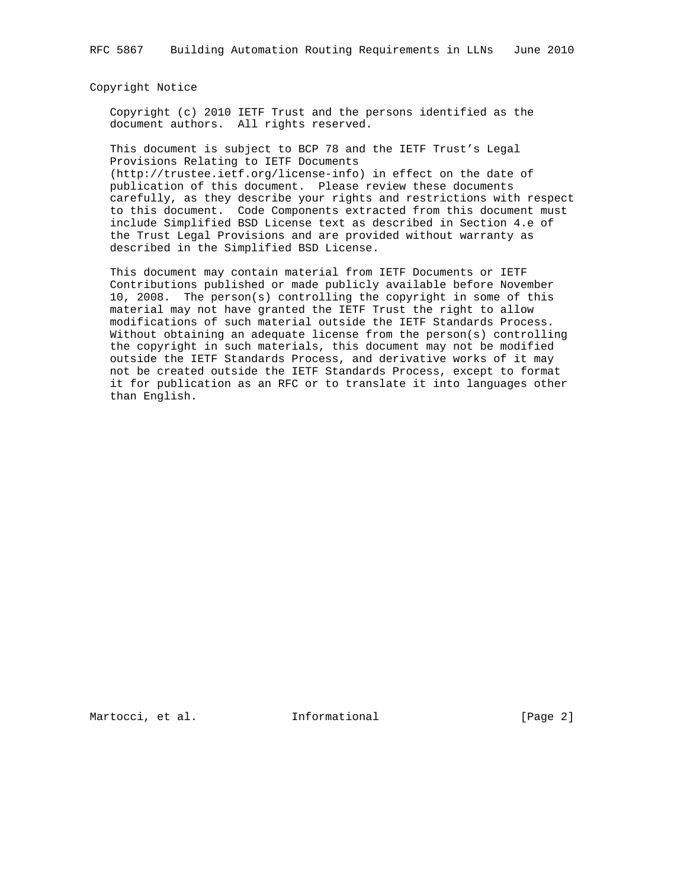## Copyright Notice

Copyright (c) 2010 IETF Trust and the persons identified as the document authors. All rights reserved.

This document is subject to BCP 78 and the IETF Trust's Legal Provisions Relating to IETF Documents (http://trustee.ietf.org/license-info) in effect on the date of publication of this document. Please review these documents carefully, as they describe your rights and restrictions with respect to this document. Code Components extracted from this document must include Simplified BSD License text as described in Section 4.e of the Trust Legal Provisions and are provided without warranty as described in the Simplified BSD License.

This document may contain material from IETF Documents or IETF Contributions published or made publicly available before November 10, 2008. The person(s) controlling the copyright in some of this material may not have granted the IETF Trust the right to allow modifications of such material outside the IETF Standards Process. Without obtaining an adequate license from the person(s) controlling the copyright in such materials, this document may not be modified outside the IETF Standards Process, and derivative works of it may not be created outside the IETF Standards Process, except to format it for publication as an RFC or to translate it into languages other than English.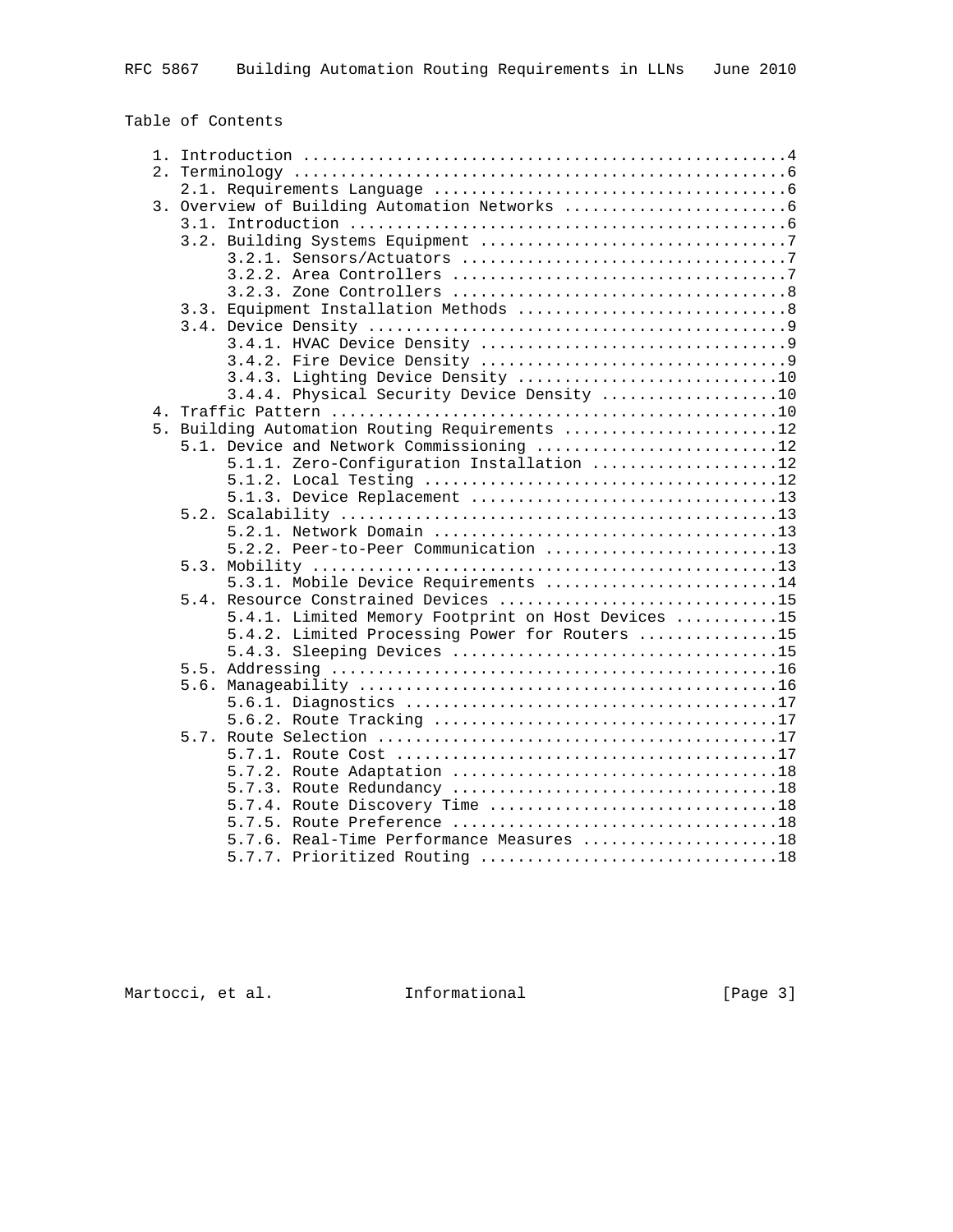Table of Contents

```
   1. Introduction ....................................................4
   2. Terminology .....................................................6
      2.1. Requirements Language ......................................6
   3. Overview of Building Automation Networks ........................6
      3.1. Introduction ...............................................6
      3.2. Building Systems Equipment .................................7
           3.2.1. Sensors/Actuators ...................................7
           3.2.2. Area Controllers ....................................7
           3.2.3. Zone Controllers ....................................8
      3.3. Equipment Installation Methods .............................8
      3.4. Device Density .............................................9
           3.4.1. HVAC Device Density .................................9
           3.4.2. Fire Device Density .................................9
           3.4.3. Lighting Device Density ............................10
           3.4.4. Physical Security Device Density ...................10
   4. Traffic Pattern ................................................10
   5. Building Automation Routing Requirements .......................12
      5.1. Device and Network Commissioning ..........................12
           5.1.1. Zero-Configuration Installation ....................12
           5.1.2. Local Testing ......................................12
           5.1.3. Device Replacement .................................13
      5.2. Scalability ...............................................13
           5.2.1. Network Domain .....................................13
           5.2.2. Peer-to-Peer Communication .........................13
      5.3. Mobility ..................................................13
           5.3.1. Mobile Device Requirements .........................14
      5.4. Resource Constrained Devices ..............................15
           5.4.1. Limited Memory Footprint on Host Devices ...........15
           5.4.2. Limited Processing Power for Routers ...............15
           5.4.3. Sleeping Devices ...................................15
      5.5. Addressing ................................................16
      5.6. Manageability .............................................16
           5.6.1. Diagnostics ........................................17
           5.6.2. Route Tracking .....................................17
      5.7. Route Selection ...........................................17
           5.7.1. Route Cost .........................................17
           5.7.2. Route Adaptation ...................................18
           5.7.3. Route Redundancy ...................................18
           5.7.4. Route Discovery Time ...............................18
           5.7.5. Route Preference ...................................18
           5.7.6. Real-Time Performance Measures .....................18
           5.7.7. Prioritized Routing ................................18
```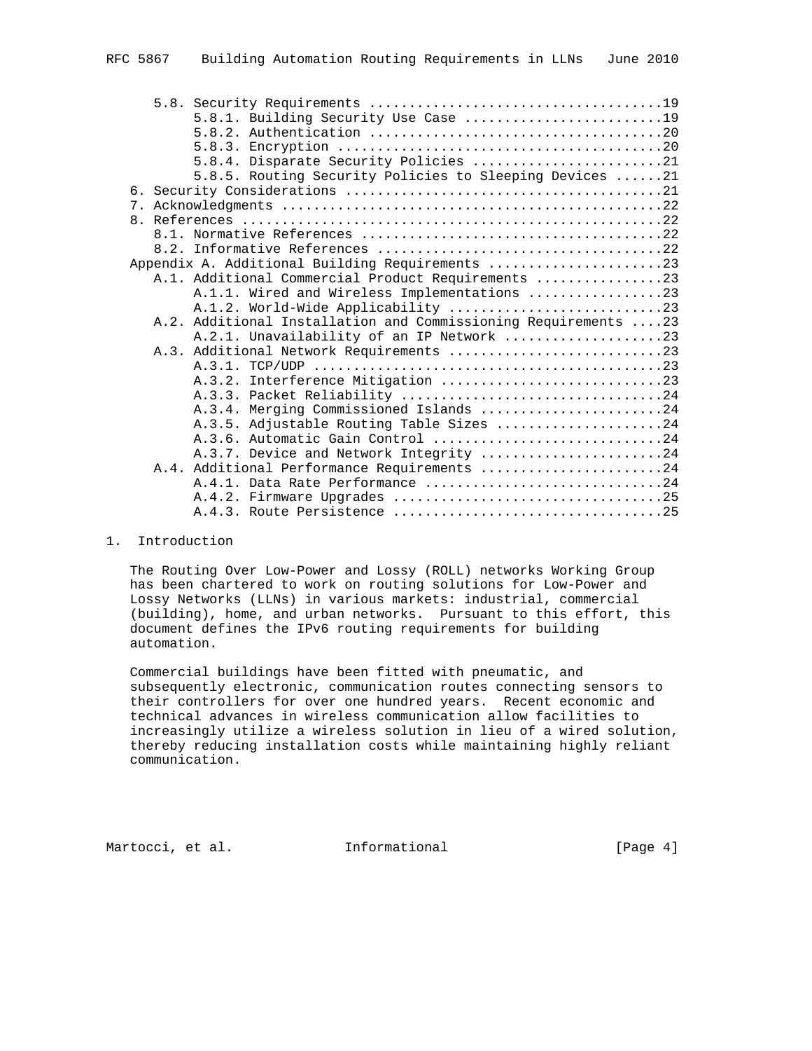5.8. Security Requirements ....................................19
      5.8.1. Building Security Use Case .........................19
      5.8.2. Authentication .....................................20
      5.8.3. Encryption .........................................20
      5.8.4. Disparate Security Policies ........................21
      5.8.5. Routing Security Policies to Sleeping Devices ......21
6. Security Considerations .......................................21
7. Acknowledgments ...............................................22
8. References ....................................................22
   8.1. Normative References .....................................22
   8.2. Informative References ...................................22
Appendix A. Additional Building Requirements .....................23
   A.1. Additional Commercial Product Requirements ...............23
      A.1.1. Wired and Wireless Implementations .................23
      A.1.2. World-Wide Applicability ...........................23
   A.2. Additional Installation and Commissioning Requirements ....23
      A.2.1. Unavailability of an IP Network ....................23
   A.3. Additional Network Requirements ...........................23
      A.3.1. TCP/UDP ............................................23
      A.3.2. Interference Mitigation ............................23
      A.3.3. Packet Reliability .................................24
      A.3.4. Merging Commissioned Islands .......................24
      A.3.5. Adjustable Routing Table Sizes .....................24
      A.3.6. Automatic Gain Control .............................24
      A.3.7. Device and Network Integrity .......................24
   A.4. Additional Performance Requirements .......................24
      A.4.1. Data Rate Performance ..............................24
      A.4.2. Firmware Upgrades ..................................25
      A.4.3. Route Persistence ..................................25

# 1. Introduction

The Routing Over Low-Power and Lossy (ROLL) networks Working Group has been chartered to work on routing solutions for Low-Power and Lossy Networks (LLNs) in various markets: industrial, commercial (building), home, and urban networks. Pursuant to this effort, this document defines the IPv6 routing requirements for building automation.

Commercial buildings have been fitted with pneumatic, and subsequently electronic, communication routes connecting sensors to their controllers for over one hundred years. Recent economic and technical advances in wireless communication allow facilities to increasingly utilize a wireless solution in lieu of a wired solution, thereby reducing installation costs while maintaining highly reliant communication.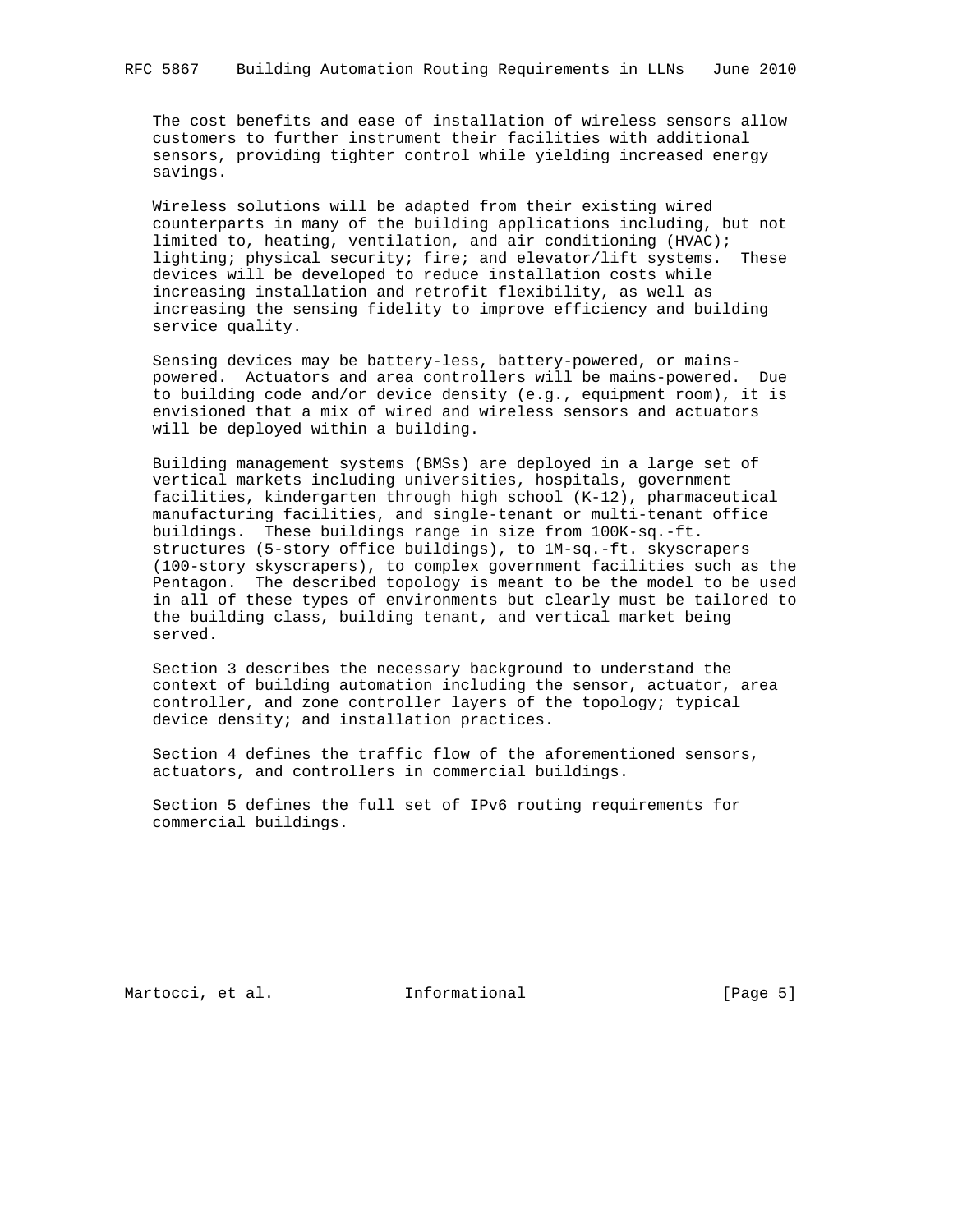The cost benefits and ease of installation of wireless sensors allow customers to further instrument their facilities with additional sensors, providing tighter control while yielding increased energy savings.

Wireless solutions will be adapted from their existing wired counterparts in many of the building applications including, but not limited to, heating, ventilation, and air conditioning (HVAC); lighting; physical security; fire; and elevator/lift systems. These devices will be developed to reduce installation costs while increasing installation and retrofit flexibility, as well as increasing the sensing fidelity to improve efficiency and building service quality.

Sensing devices may be battery-less, battery-powered, or mains-powered. Actuators and area controllers will be mains-powered. Due to building code and/or device density (e.g., equipment room), it is envisioned that a mix of wired and wireless sensors and actuators will be deployed within a building.

Building management systems (BMSs) are deployed in a large set of vertical markets including universities, hospitals, government facilities, kindergarten through high school (K-12), pharmaceutical manufacturing facilities, and single-tenant or multi-tenant office buildings. These buildings range in size from 100K-sq.-ft. structures (5-story office buildings), to 1M-sq.-ft. skyscrapers (100-story skyscrapers), to complex government facilities such as the Pentagon. The described topology is meant to be the model to be used in all of these types of environments but clearly must be tailored to the building class, building tenant, and vertical market being served.

Section 3 describes the necessary background to understand the context of building automation including the sensor, actuator, area controller, and zone controller layers of the topology; typical device density; and installation practices.

Section 4 defines the traffic flow of the aforementioned sensors, actuators, and controllers in commercial buildings.

Section 5 defines the full set of IPv6 routing requirements for commercial buildings.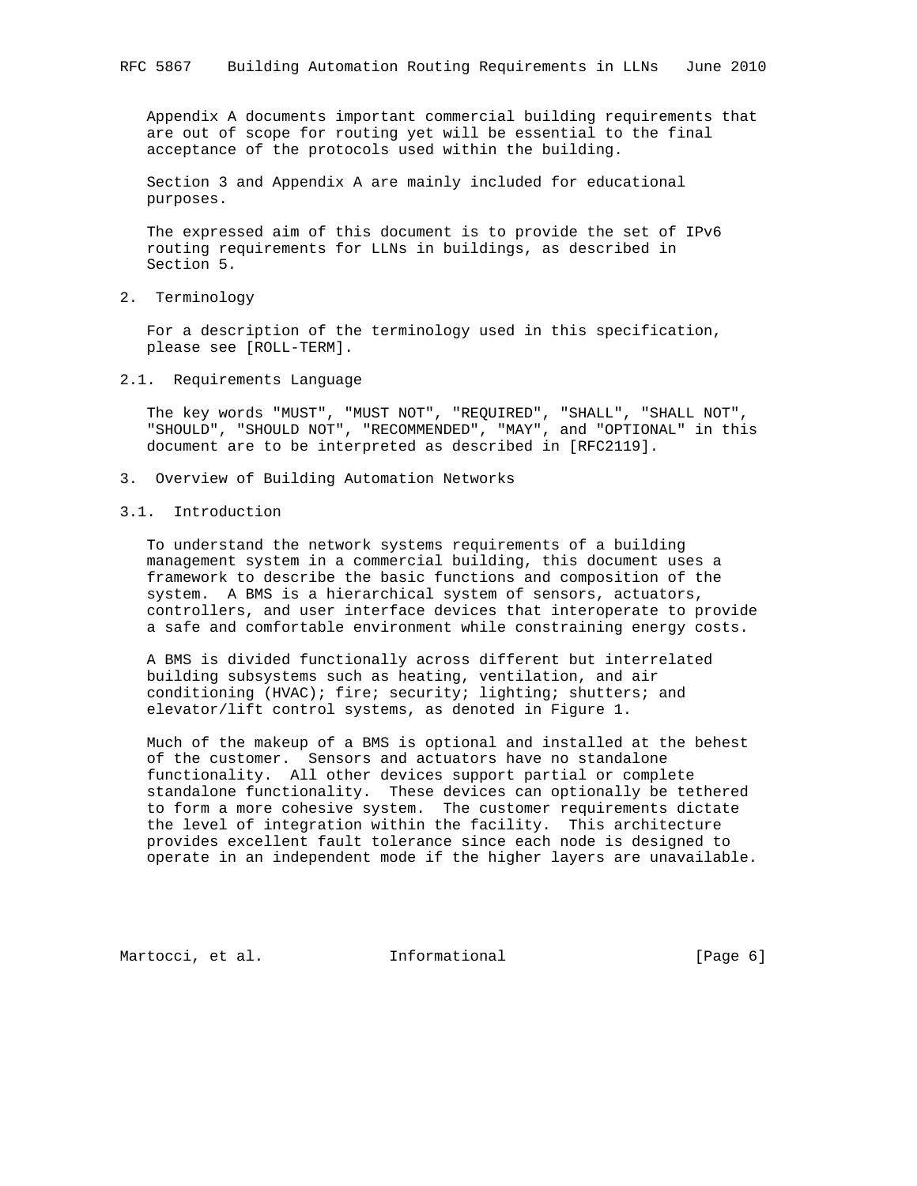Appendix A documents important commercial building requirements that are out of scope for routing yet will be essential to the final acceptance of the protocols used within the building.

Section 3 and Appendix A are mainly included for educational purposes.

The expressed aim of this document is to provide the set of IPv6 routing requirements for LLNs in buildings, as described in Section 5.

## 2. Terminology

For a description of the terminology used in this specification, please see [ROLL-TERM].

### 2.1. Requirements Language

The key words "MUST", "MUST NOT", "REQUIRED", "SHALL", "SHALL NOT", "SHOULD", "SHOULD NOT", "RECOMMENDED", "MAY", and "OPTIONAL" in this document are to be interpreted as described in [RFC2119].

## 3. Overview of Building Automation Networks

### 3.1. Introduction

To understand the network systems requirements of a building management system in a commercial building, this document uses a framework to describe the basic functions and composition of the system. A BMS is a hierarchical system of sensors, actuators, controllers, and user interface devices that interoperate to provide a safe and comfortable environment while constraining energy costs.

A BMS is divided functionally across different but interrelated building subsystems such as heating, ventilation, and air conditioning (HVAC); fire; security; lighting; shutters; and elevator/lift control systems, as denoted in Figure 1.

Much of the makeup of a BMS is optional and installed at the behest of the customer. Sensors and actuators have no standalone functionality. All other devices support partial or complete standalone functionality. These devices can optionally be tethered to form a more cohesive system. The customer requirements dictate the level of integration within the facility. This architecture provides excellent fault tolerance since each node is designed to operate in an independent mode if the higher layers are unavailable.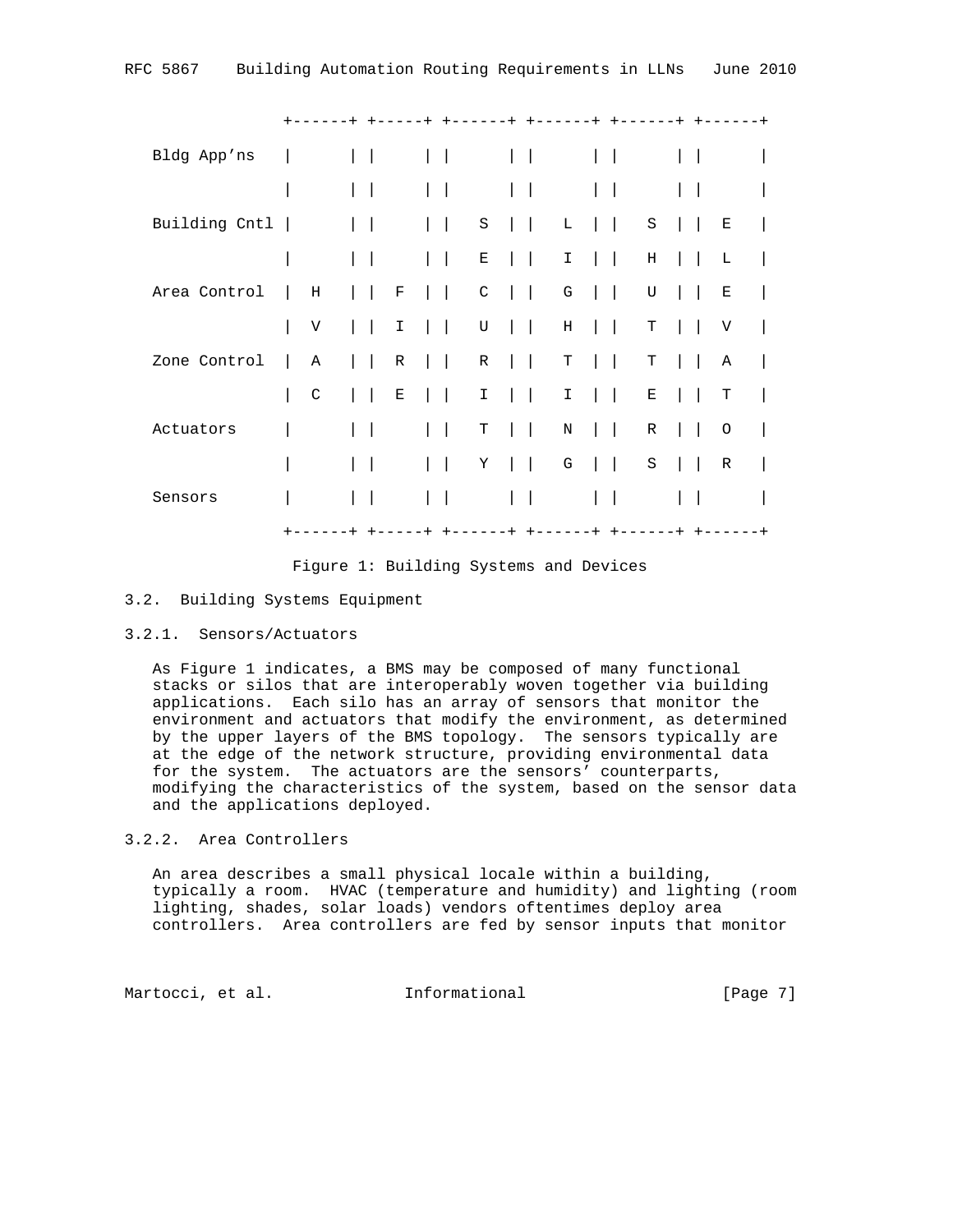```
               +------+ +-----+ +------+ +------+ +------+ +------+

 Bldg App'ns   |      | |     | |      | |      | |      | |      |

               |      | |     | |      | |      | |      | |      |

 Building Cntl |      | |     | |   S  | |   L  | |   S  | |   E  |

               |      | |     | |   E  | |   I  | |   H  | |   L  |

 Area Control  |   H  | |  F  | |   C  | |   G  | |   U  | |   E  |

               |   V  | |  I  | |   U  | |   H  | |   T  | |   V  |

 Zone Control  |   A  | |  R  | |   R  | |   T  | |   T  | |   A  |

               |   C  | |  E  | |   I  | |   I  | |   E  | |   T  |

 Actuators     |      | |     | |   T  | |   N  | |   R  | |   O  |

               |      | |     | |   Y  | |   G  | |   S  | |   R  |

 Sensors       |      | |     | |      | |      | |      | |      |

               +------+ +-----+ +------+ +------+ +------+ +------+
```

Figure 1: Building Systems and Devices

### 3.2. Building Systems Equipment

#### 3.2.1. Sensors/Actuators

As Figure 1 indicates, a BMS may be composed of many functional stacks or silos that are interoperably woven together via building applications. Each silo has an array of sensors that monitor the environment and actuators that modify the environment, as determined by the upper layers of the BMS topology. The sensors typically are at the edge of the network structure, providing environmental data for the system. The actuators are the sensors' counterparts, modifying the characteristics of the system, based on the sensor data and the applications deployed.

#### 3.2.2. Area Controllers

An area describes a small physical locale within a building, typically a room. HVAC (temperature and humidity) and lighting (room lighting, shades, solar loads) vendors oftentimes deploy area controllers. Area controllers are fed by sensor inputs that monitor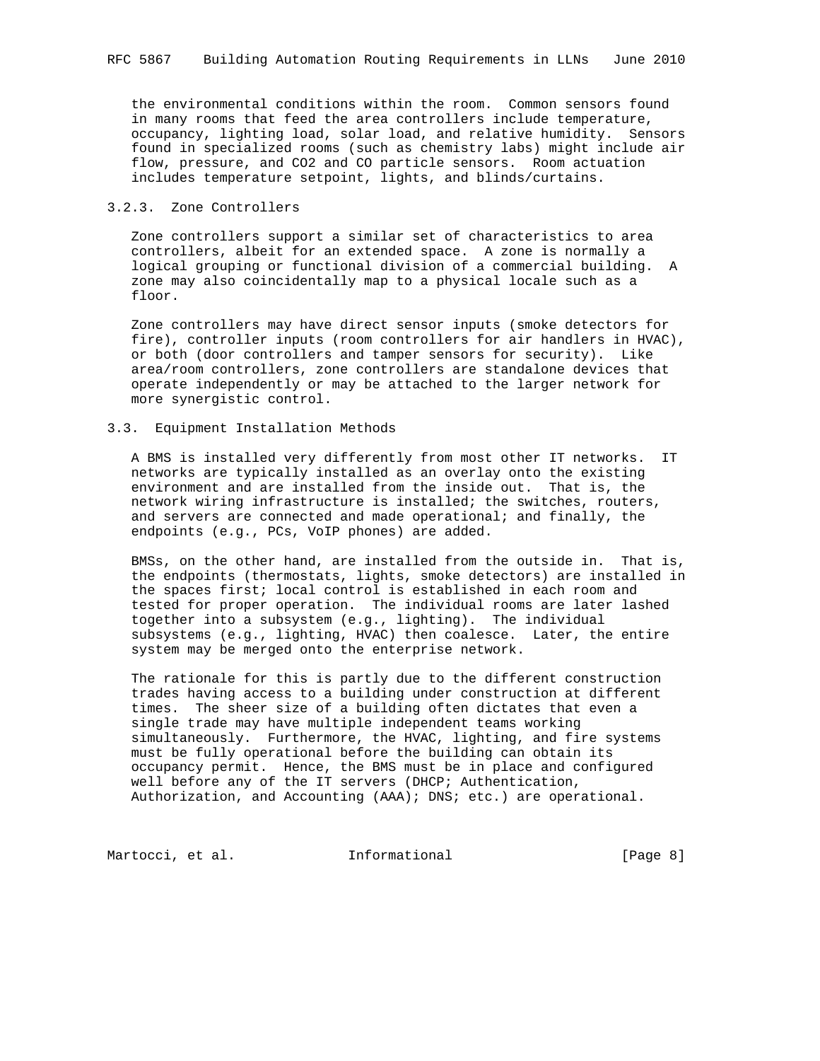the environmental conditions within the room. Common sensors found in many rooms that feed the area controllers include temperature, occupancy, lighting load, solar load, and relative humidity. Sensors found in specialized rooms (such as chemistry labs) might include air flow, pressure, and $CO_2$ and CO particle sensors. Room actuation includes temperature setpoint, lights, and blinds/curtains.

### 3.2.3. Zone Controllers

Zone controllers support a similar set of characteristics to area controllers, albeit for an extended space. A zone is normally a logical grouping or functional division of a commercial building. A zone may also coincidentally map to a physical locale such as a floor.

Zone controllers may have direct sensor inputs (smoke detectors for fire), controller inputs (room controllers for air handlers in HVAC), or both (door controllers and tamper sensors for security). Like area/room controllers, zone controllers are standalone devices that operate independently or may be attached to the larger network for more synergistic control.

## 3.3. Equipment Installation Methods

A BMS is installed very differently from most other IT networks. IT networks are typically installed as an overlay onto the existing environment and are installed from the inside out. That is, the network wiring infrastructure is installed; the switches, routers, and servers are connected and made operational; and finally, the endpoints (e.g., PCs, VoIP phones) are added.

BMSs, on the other hand, are installed from the outside in. That is, the endpoints (thermostats, lights, smoke detectors) are installed in the spaces first; local control is established in each room and tested for proper operation. The individual rooms are later lashed together into a subsystem (e.g., lighting). The individual subsystems (e.g., lighting, HVAC) then coalesce. Later, the entire system may be merged onto the enterprise network.

The rationale for this is partly due to the different construction trades having access to a building under construction at different times. The sheer size of a building often dictates that even a single trade may have multiple independent teams working simultaneously. Furthermore, the HVAC, lighting, and fire systems must be fully operational before the building can obtain its occupancy permit. Hence, the BMS must be in place and configured well before any of the IT servers (DHCP; Authentication, Authorization, and Accounting (AAA); DNS; etc.) are operational.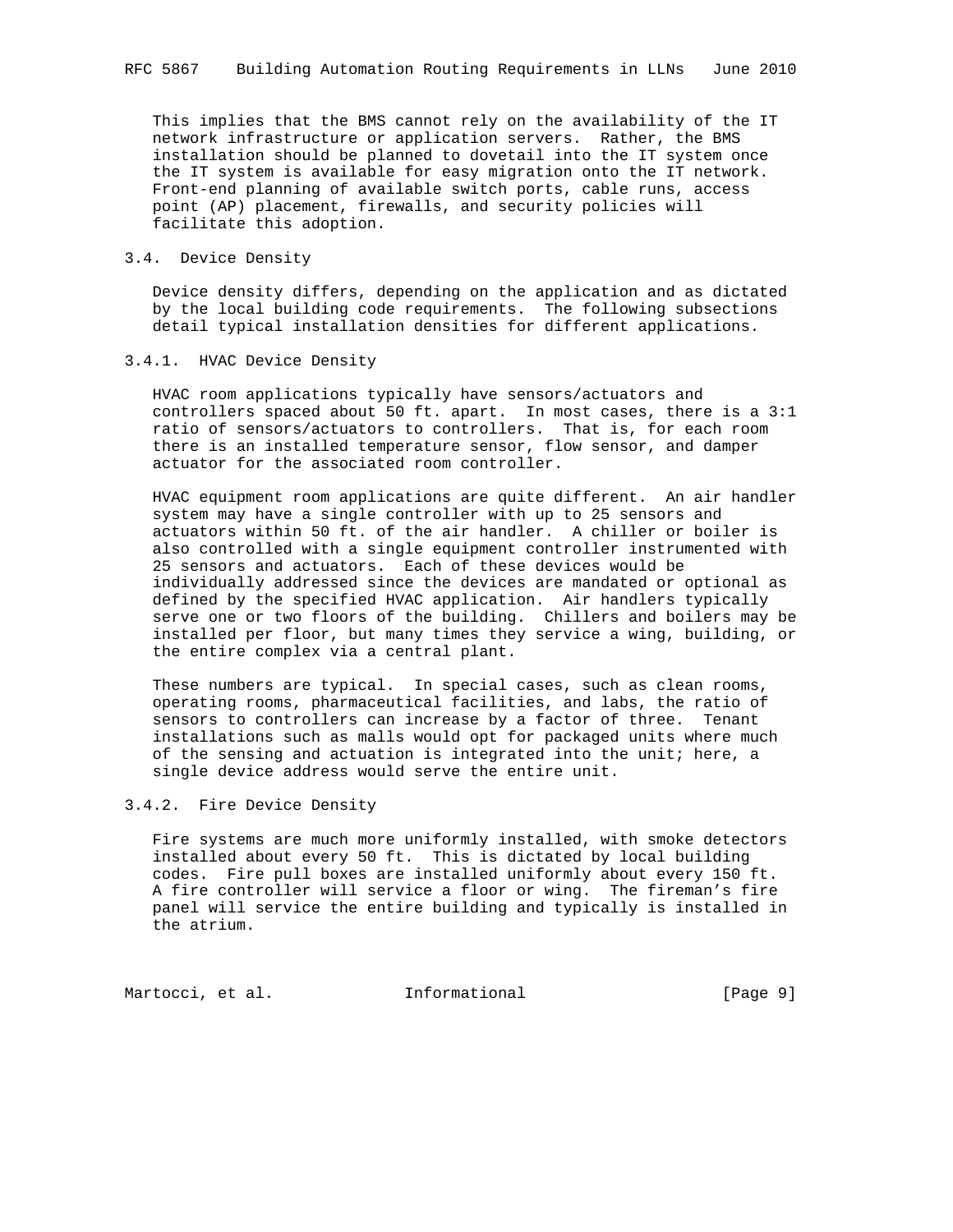This implies that the BMS cannot rely on the availability of the IT network infrastructure or application servers. Rather, the BMS installation should be planned to dovetail into the IT system once the IT system is available for easy migration onto the IT network. Front-end planning of available switch ports, cable runs, access point (AP) placement, firewalls, and security policies will facilitate this adoption.

### 3.4. Device Density

Device density differs, depending on the application and as dictated by the local building code requirements. The following subsections detail typical installation densities for different applications.

#### 3.4.1. HVAC Device Density

HVAC room applications typically have sensors/actuators and controllers spaced about 50 ft. apart. In most cases, there is a 3:1 ratio of sensors/actuators to controllers. That is, for each room there is an installed temperature sensor, flow sensor, and damper actuator for the associated room controller.

HVAC equipment room applications are quite different. An air handler system may have a single controller with up to 25 sensors and actuators within 50 ft. of the air handler. A chiller or boiler is also controlled with a single equipment controller instrumented with 25 sensors and actuators. Each of these devices would be individually addressed since the devices are mandated or optional as defined by the specified HVAC application. Air handlers typically serve one or two floors of the building. Chillers and boilers may be installed per floor, but many times they service a wing, building, or the entire complex via a central plant.

These numbers are typical. In special cases, such as clean rooms, operating rooms, pharmaceutical facilities, and labs, the ratio of sensors to controllers can increase by a factor of three. Tenant installations such as malls would opt for packaged units where much of the sensing and actuation is integrated into the unit; here, a single device address would serve the entire unit.

#### 3.4.2. Fire Device Density

Fire systems are much more uniformly installed, with smoke detectors installed about every 50 ft. This is dictated by local building codes. Fire pull boxes are installed uniformly about every 150 ft. A fire controller will service a floor or wing. The fireman's fire panel will service the entire building and typically is installed in the atrium.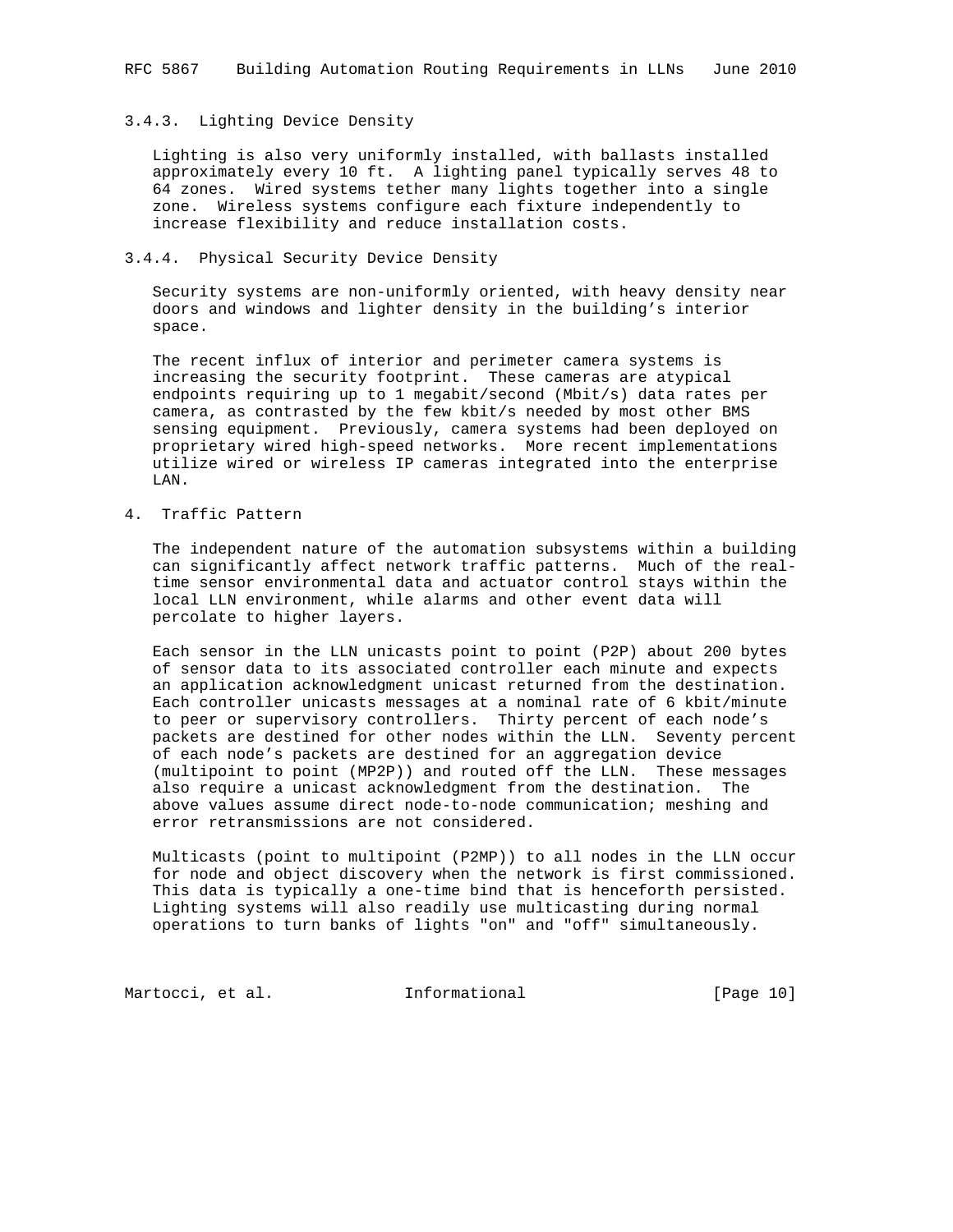### 3.4.3. Lighting Device Density

Lighting is also very uniformly installed, with ballasts installed approximately every 10 ft. A lighting panel typically serves 48 to 64 zones. Wired systems tether many lights together into a single zone. Wireless systems configure each fixture independently to increase flexibility and reduce installation costs.

### 3.4.4. Physical Security Device Density

Security systems are non-uniformly oriented, with heavy density near doors and windows and lighter density in the building's interior space.

The recent influx of interior and perimeter camera systems is increasing the security footprint. These cameras are atypical endpoints requiring up to 1 megabit/second (Mbit/s) data rates per camera, as contrasted by the few kbit/s needed by most other BMS sensing equipment. Previously, camera systems had been deployed on proprietary wired high-speed networks. More recent implementations utilize wired or wireless IP cameras integrated into the enterprise LAN.

## 4. Traffic Pattern

The independent nature of the automation subsystems within a building can significantly affect network traffic patterns. Much of the real-time sensor environmental data and actuator control stays within the local LLN environment, while alarms and other event data will percolate to higher layers.

Each sensor in the LLN unicasts point to point (P2P) about 200 bytes of sensor data to its associated controller each minute and expects an application acknowledgment unicast returned from the destination. Each controller unicasts messages at a nominal rate of 6 kbit/minute to peer or supervisory controllers. Thirty percent of each node's packets are destined for other nodes within the LLN. Seventy percent of each node's packets are destined for an aggregation device (multipoint to point (MP2P)) and routed off the LLN. These messages also require a unicast acknowledgment from the destination. The above values assume direct node-to-node communication; meshing and error retransmissions are not considered.

Multicasts (point to multipoint (P2MP)) to all nodes in the LLN occur for node and object discovery when the network is first commissioned. This data is typically a one-time bind that is henceforth persisted. Lighting systems will also readily use multicasting during normal operations to turn banks of lights "on" and "off" simultaneously.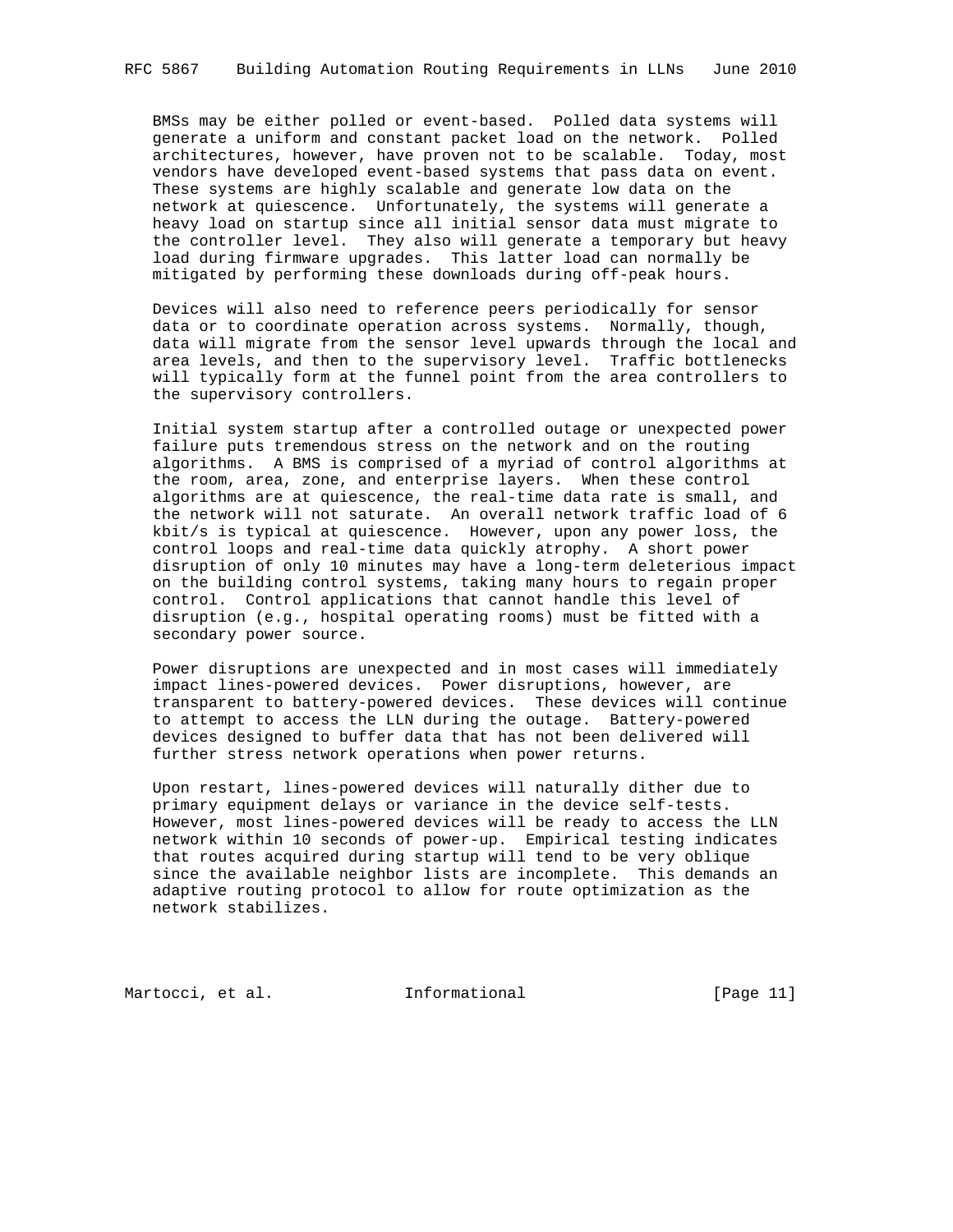BMSs may be either polled or event-based. Polled data systems will generate a uniform and constant packet load on the network. Polled architectures, however, have proven not to be scalable. Today, most vendors have developed event-based systems that pass data on event. These systems are highly scalable and generate low data on the network at quiescence. Unfortunately, the systems will generate a heavy load on startup since all initial sensor data must migrate to the controller level. They also will generate a temporary but heavy load during firmware upgrades. This latter load can normally be mitigated by performing these downloads during off-peak hours.

Devices will also need to reference peers periodically for sensor data or to coordinate operation across systems. Normally, though, data will migrate from the sensor level upwards through the local and area levels, and then to the supervisory level. Traffic bottlenecks will typically form at the funnel point from the area controllers to the supervisory controllers.

Initial system startup after a controlled outage or unexpected power failure puts tremendous stress on the network and on the routing algorithms. A BMS is comprised of a myriad of control algorithms at the room, area, zone, and enterprise layers. When these control algorithms are at quiescence, the real-time data rate is small, and the network will not saturate. An overall network traffic load of 6 kbit/s is typical at quiescence. However, upon any power loss, the control loops and real-time data quickly atrophy. A short power disruption of only 10 minutes may have a long-term deleterious impact on the building control systems, taking many hours to regain proper control. Control applications that cannot handle this level of disruption (e.g., hospital operating rooms) must be fitted with a secondary power source.

Power disruptions are unexpected and in most cases will immediately impact lines-powered devices. Power disruptions, however, are transparent to battery-powered devices. These devices will continue to attempt to access the LLN during the outage. Battery-powered devices designed to buffer data that has not been delivered will further stress network operations when power returns.

Upon restart, lines-powered devices will naturally dither due to primary equipment delays or variance in the device self-tests. However, most lines-powered devices will be ready to access the LLN network within 10 seconds of power-up. Empirical testing indicates that routes acquired during startup will tend to be very oblique since the available neighbor lists are incomplete. This demands an adaptive routing protocol to allow for route optimization as the network stabilizes.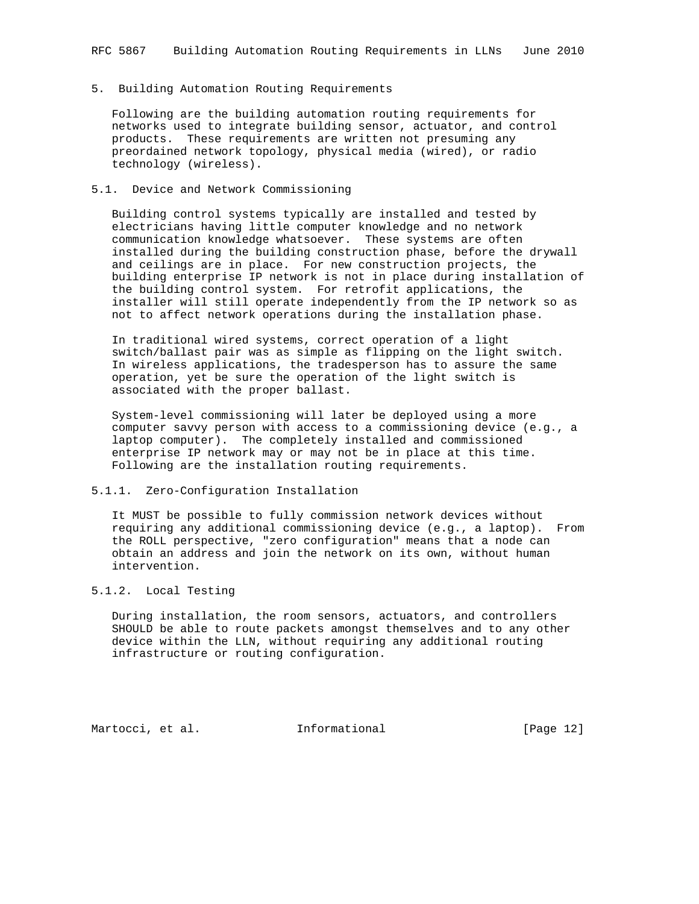## 5. Building Automation Routing Requirements

Following are the building automation routing requirements for networks used to integrate building sensor, actuator, and control products. These requirements are written not presuming any preordained network topology, physical media (wired), or radio technology (wireless).

### 5.1. Device and Network Commissioning

Building control systems typically are installed and tested by electricians having little computer knowledge and no network communication knowledge whatsoever. These systems are often installed during the building construction phase, before the drywall and ceilings are in place. For new construction projects, the building enterprise IP network is not in place during installation of the building control system. For retrofit applications, the installer will still operate independently from the IP network so as not to affect network operations during the installation phase.

In traditional wired systems, correct operation of a light switch/ballast pair was as simple as flipping on the light switch. In wireless applications, the tradesperson has to assure the same operation, yet be sure the operation of the light switch is associated with the proper ballast.

System-level commissioning will later be deployed using a more computer savvy person with access to a commissioning device (e.g., a laptop computer). The completely installed and commissioned enterprise IP network may or may not be in place at this time. Following are the installation routing requirements.

#### 5.1.1. Zero-Configuration Installation

It MUST be possible to fully commission network devices without requiring any additional commissioning device (e.g., a laptop). From the ROLL perspective, "zero configuration" means that a node can obtain an address and join the network on its own, without human intervention.

#### 5.1.2. Local Testing

During installation, the room sensors, actuators, and controllers SHOULD be able to route packets amongst themselves and to any other device within the LLN, without requiring any additional routing infrastructure or routing configuration.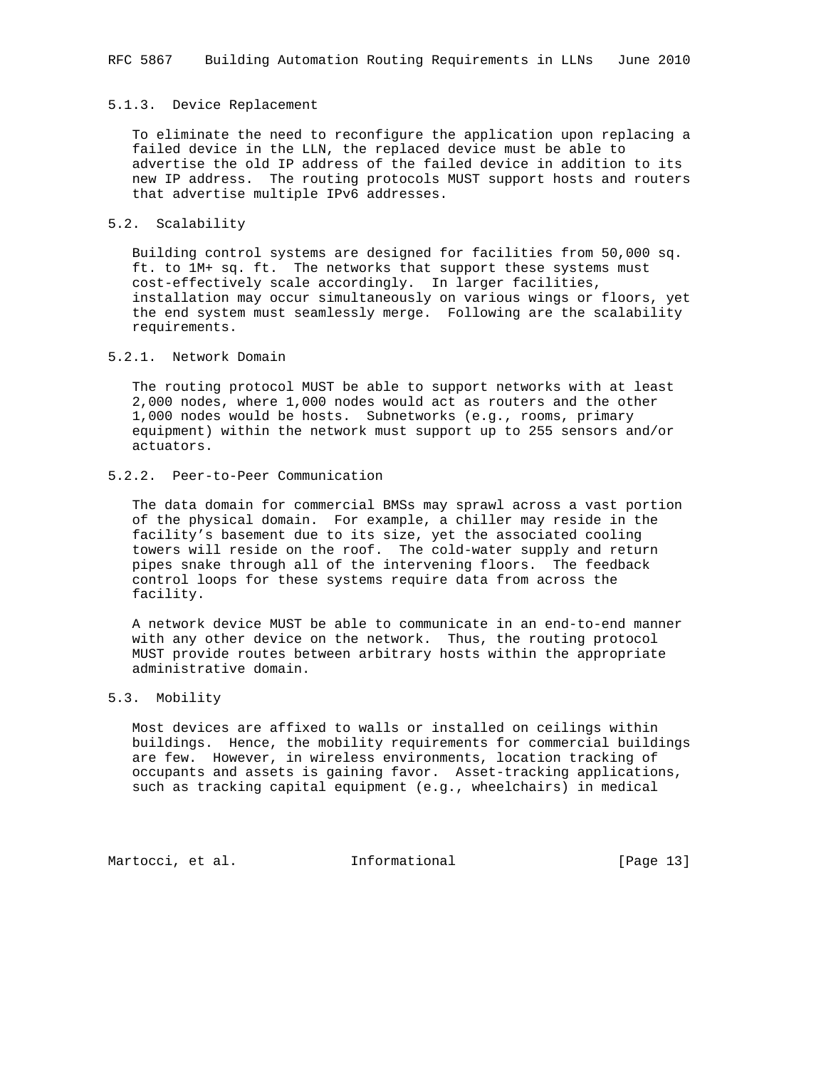#### 5.1.3. Device Replacement

To eliminate the need to reconfigure the application upon replacing a failed device in the LLN, the replaced device must be able to advertise the old IP address of the failed device in addition to its new IP address. The routing protocols MUST support hosts and routers that advertise multiple IPv6 addresses.

### 5.2. Scalability

Building control systems are designed for facilities from 50,000 sq. ft. to 1M+ sq. ft. The networks that support these systems must cost-effectively scale accordingly. In larger facilities, installation may occur simultaneously on various wings or floors, yet the end system must seamlessly merge. Following are the scalability requirements.

#### 5.2.1. Network Domain

The routing protocol MUST be able to support networks with at least 2,000 nodes, where 1,000 nodes would act as routers and the other 1,000 nodes would be hosts. Subnetworks (e.g., rooms, primary equipment) within the network must support up to 255 sensors and/or actuators.

#### 5.2.2. Peer-to-Peer Communication

The data domain for commercial BMSs may sprawl across a vast portion of the physical domain. For example, a chiller may reside in the facility's basement due to its size, yet the associated cooling towers will reside on the roof. The cold-water supply and return pipes snake through all of the intervening floors. The feedback control loops for these systems require data from across the facility.

A network device MUST be able to communicate in an end-to-end manner with any other device on the network. Thus, the routing protocol MUST provide routes between arbitrary hosts within the appropriate administrative domain.

### 5.3. Mobility

Most devices are affixed to walls or installed on ceilings within buildings. Hence, the mobility requirements for commercial buildings are few. However, in wireless environments, location tracking of occupants and assets is gaining favor. Asset-tracking applications, such as tracking capital equipment (e.g., wheelchairs) in medical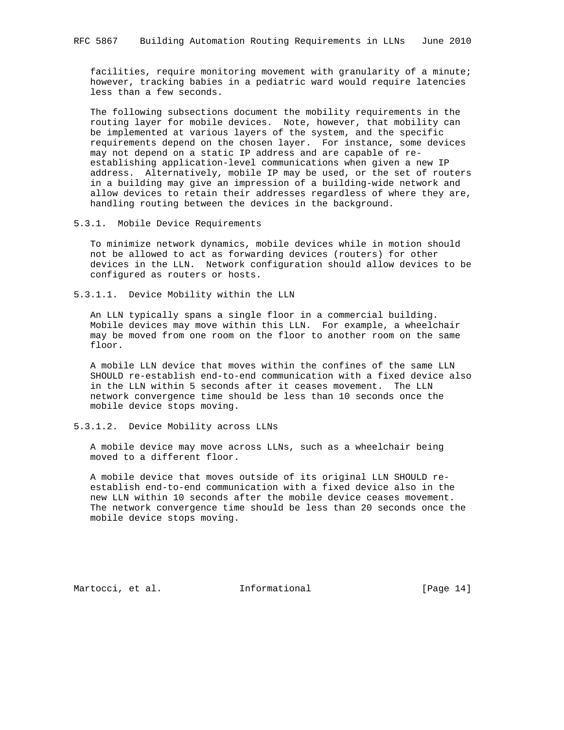facilities, require monitoring movement with granularity of a minute; however, tracking babies in a pediatric ward would require latencies less than a few seconds.

The following subsections document the mobility requirements in the routing layer for mobile devices. Note, however, that mobility can be implemented at various layers of the system, and the specific requirements depend on the chosen layer. For instance, some devices may not depend on a static IP address and are capable of re-establishing application-level communications when given a new IP address. Alternatively, mobile IP may be used, or the set of routers in a building may give an impression of a building-wide network and allow devices to retain their addresses regardless of where they are, handling routing between the devices in the background.

#### 5.3.1. Mobile Device Requirements

To minimize network dynamics, mobile devices while in motion should not be allowed to act as forwarding devices (routers) for other devices in the LLN. Network configuration should allow devices to be configured as routers or hosts.

##### 5.3.1.1. Device Mobility within the LLN

An LLN typically spans a single floor in a commercial building. Mobile devices may move within this LLN. For example, a wheelchair may be moved from one room on the floor to another room on the same floor.

A mobile LLN device that moves within the confines of the same LLN SHOULD re-establish end-to-end communication with a fixed device also in the LLN within 5 seconds after it ceases movement. The LLN network convergence time should be less than 10 seconds once the mobile device stops moving.

##### 5.3.1.2. Device Mobility across LLNs

A mobile device may move across LLNs, such as a wheelchair being moved to a different floor.

A mobile device that moves outside of its original LLN SHOULD re-establish end-to-end communication with a fixed device also in the new LLN within 10 seconds after the mobile device ceases movement. The network convergence time should be less than 20 seconds once the mobile device stops moving.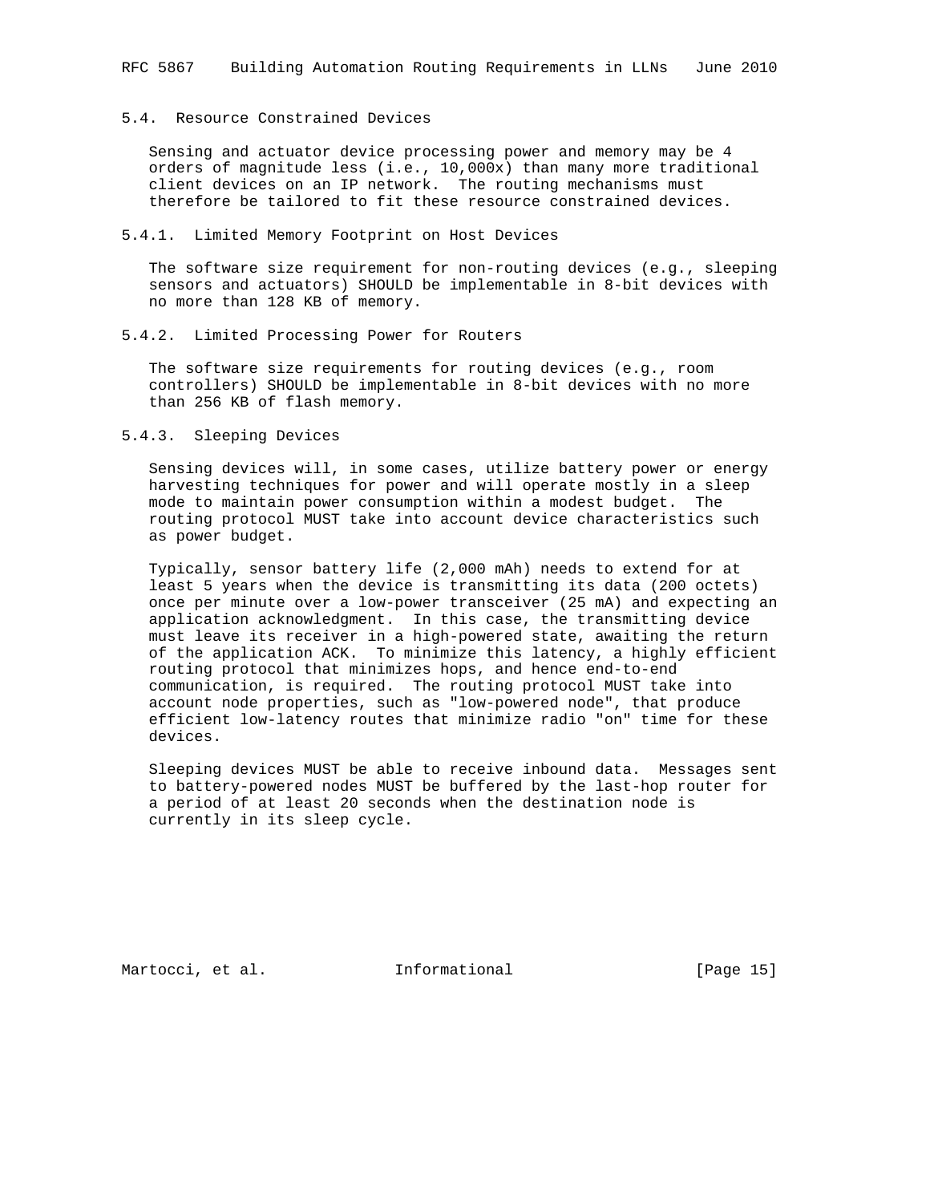### 5.4. Resource Constrained Devices

Sensing and actuator device processing power and memory may be 4 orders of magnitude less (i.e., 10,000x) than many more traditional client devices on an IP network. The routing mechanisms must therefore be tailored to fit these resource constrained devices.

#### 5.4.1. Limited Memory Footprint on Host Devices

The software size requirement for non-routing devices (e.g., sleeping sensors and actuators) SHOULD be implementable in 8-bit devices with no more than 128 KB of memory.

#### 5.4.2. Limited Processing Power for Routers

The software size requirements for routing devices (e.g., room controllers) SHOULD be implementable in 8-bit devices with no more than 256 KB of flash memory.

#### 5.4.3. Sleeping Devices

Sensing devices will, in some cases, utilize battery power or energy harvesting techniques for power and will operate mostly in a sleep mode to maintain power consumption within a modest budget. The routing protocol MUST take into account device characteristics such as power budget.

Typically, sensor battery life (2,000 mAh) needs to extend for at least 5 years when the device is transmitting its data (200 octets) once per minute over a low-power transceiver (25 mA) and expecting an application acknowledgment. In this case, the transmitting device must leave its receiver in a high-powered state, awaiting the return of the application ACK. To minimize this latency, a highly efficient routing protocol that minimizes hops, and hence end-to-end communication, is required. The routing protocol MUST take into account node properties, such as "low-powered node", that produce efficient low-latency routes that minimize radio "on" time for these devices.

Sleeping devices MUST be able to receive inbound data. Messages sent to battery-powered nodes MUST be buffered by the last-hop router for a period of at least 20 seconds when the destination node is currently in its sleep cycle.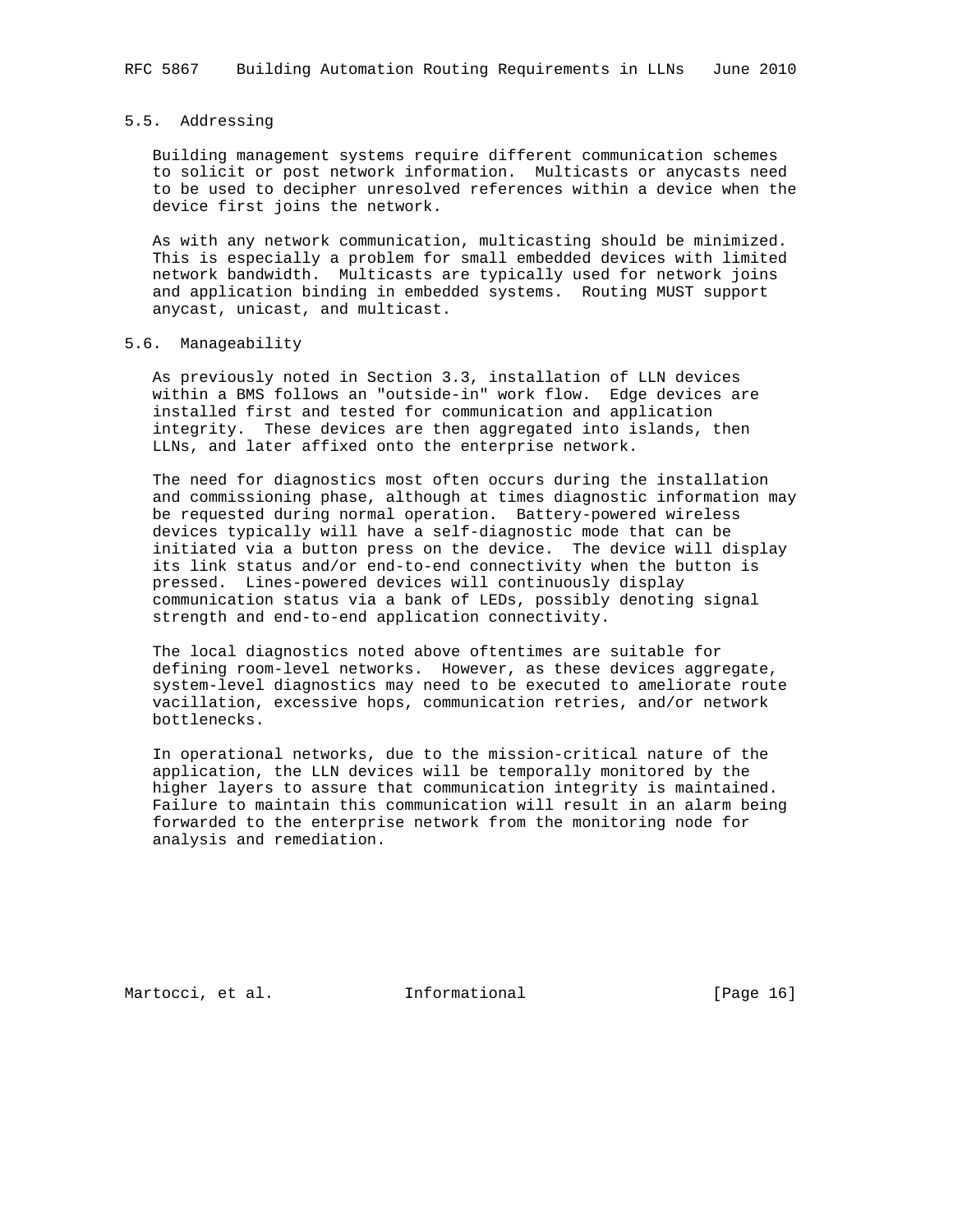### 5.5. Addressing

Building management systems require different communication schemes to solicit or post network information. Multicasts or anycasts need to be used to decipher unresolved references within a device when the device first joins the network.

As with any network communication, multicasting should be minimized. This is especially a problem for small embedded devices with limited network bandwidth. Multicasts are typically used for network joins and application binding in embedded systems. Routing MUST support anycast, unicast, and multicast.

### 5.6. Manageability

As previously noted in Section 3.3, installation of LLN devices within a BMS follows an "outside-in" work flow. Edge devices are installed first and tested for communication and application integrity. These devices are then aggregated into islands, then LLNs, and later affixed onto the enterprise network.

The need for diagnostics most often occurs during the installation and commissioning phase, although at times diagnostic information may be requested during normal operation. Battery-powered wireless devices typically will have a self-diagnostic mode that can be initiated via a button press on the device. The device will display its link status and/or end-to-end connectivity when the button is pressed. Lines-powered devices will continuously display communication status via a bank of LEDs, possibly denoting signal strength and end-to-end application connectivity.

The local diagnostics noted above oftentimes are suitable for defining room-level networks. However, as these devices aggregate, system-level diagnostics may need to be executed to ameliorate route vacillation, excessive hops, communication retries, and/or network bottlenecks.

In operational networks, due to the mission-critical nature of the application, the LLN devices will be temporally monitored by the higher layers to assure that communication integrity is maintained. Failure to maintain this communication will result in an alarm being forwarded to the enterprise network from the monitoring node for analysis and remediation.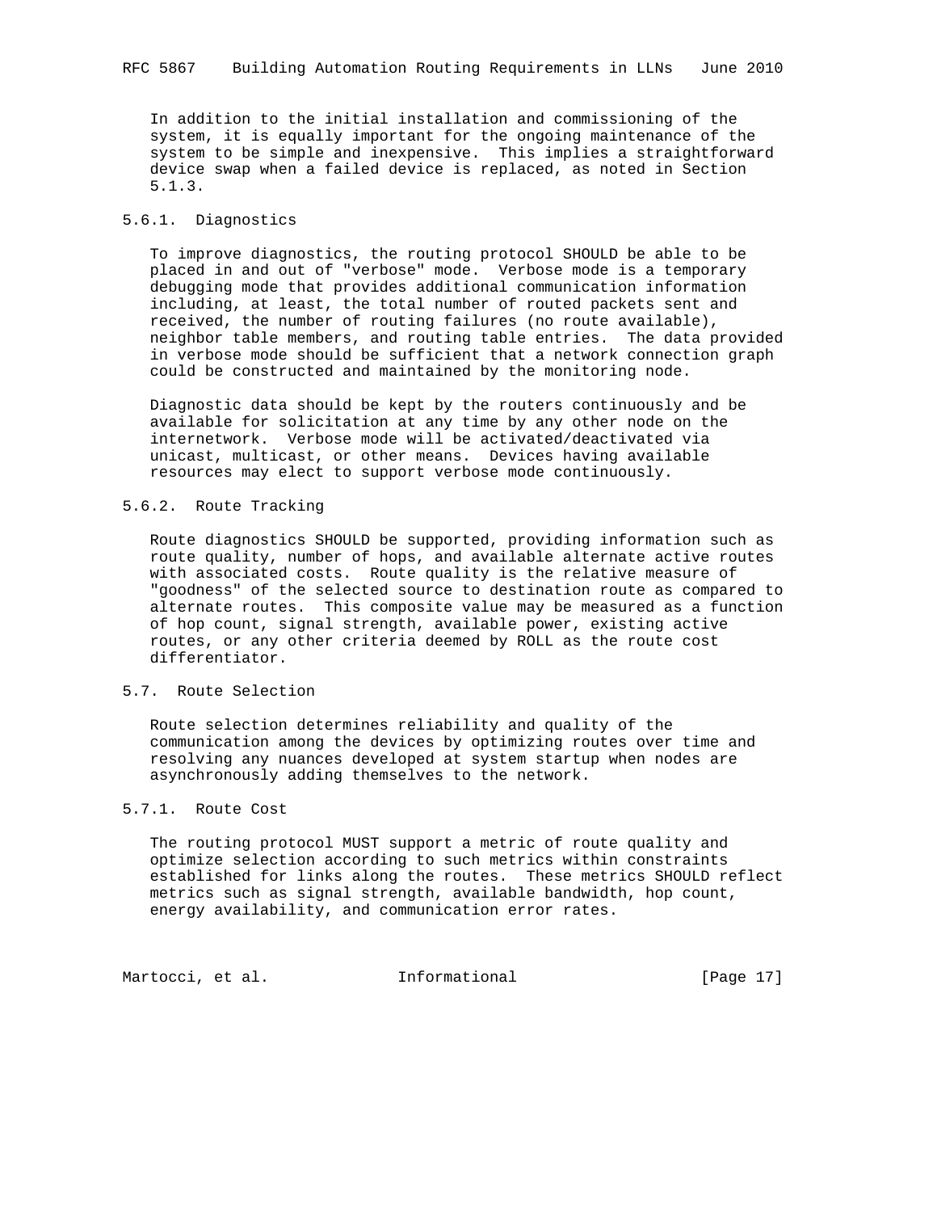In addition to the initial installation and commissioning of the system, it is equally important for the ongoing maintenance of the system to be simple and inexpensive. This implies a straightforward device swap when a failed device is replaced, as noted in Section 5.1.3.

### 5.6.1. Diagnostics

To improve diagnostics, the routing protocol SHOULD be able to be placed in and out of "verbose" mode. Verbose mode is a temporary debugging mode that provides additional communication information including, at least, the total number of routed packets sent and received, the number of routing failures (no route available), neighbor table members, and routing table entries. The data provided in verbose mode should be sufficient that a network connection graph could be constructed and maintained by the monitoring node.

Diagnostic data should be kept by the routers continuously and be available for solicitation at any time by any other node on the internetwork. Verbose mode will be activated/deactivated via unicast, multicast, or other means. Devices having available resources may elect to support verbose mode continuously.

### 5.6.2. Route Tracking

Route diagnostics SHOULD be supported, providing information such as route quality, number of hops, and available alternate active routes with associated costs. Route quality is the relative measure of "goodness" of the selected source to destination route as compared to alternate routes. This composite value may be measured as a function of hop count, signal strength, available power, existing active routes, or any other criteria deemed by ROLL as the route cost differentiator.

## 5.7. Route Selection

Route selection determines reliability and quality of the communication among the devices by optimizing routes over time and resolving any nuances developed at system startup when nodes are asynchronously adding themselves to the network.

### 5.7.1. Route Cost

The routing protocol MUST support a metric of route quality and optimize selection according to such metrics within constraints established for links along the routes. These metrics SHOULD reflect metrics such as signal strength, available bandwidth, hop count, energy availability, and communication error rates.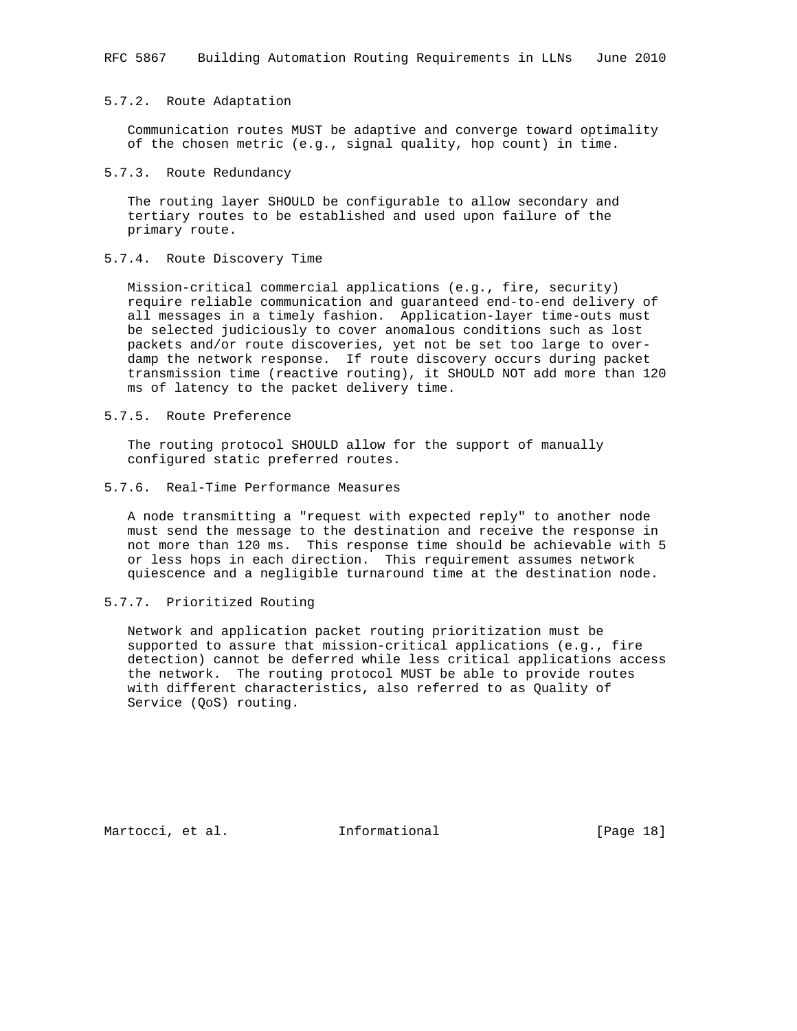#### 5.7.2. Route Adaptation

Communication routes MUST be adaptive and converge toward optimality of the chosen metric (e.g., signal quality, hop count) in time.

#### 5.7.3. Route Redundancy

The routing layer SHOULD be configurable to allow secondary and tertiary routes to be established and used upon failure of the primary route.

#### 5.7.4. Route Discovery Time

Mission-critical commercial applications (e.g., fire, security) require reliable communication and guaranteed end-to-end delivery of all messages in a timely fashion. Application-layer time-outs must be selected judiciously to cover anomalous conditions such as lost packets and/or route discoveries, yet not be set too large to over-damp the network response. If route discovery occurs during packet transmission time (reactive routing), it SHOULD NOT add more than 120 ms of latency to the packet delivery time.

#### 5.7.5. Route Preference

The routing protocol SHOULD allow for the support of manually configured static preferred routes.

#### 5.7.6. Real-Time Performance Measures

A node transmitting a "request with expected reply" to another node must send the message to the destination and receive the response in not more than 120 ms. This response time should be achievable with 5 or less hops in each direction. This requirement assumes network quiescence and a negligible turnaround time at the destination node.

#### 5.7.7. Prioritized Routing

Network and application packet routing prioritization must be supported to assure that mission-critical applications (e.g., fire detection) cannot be deferred while less critical applications access the network. The routing protocol MUST be able to provide routes with different characteristics, also referred to as Quality of Service (QoS) routing.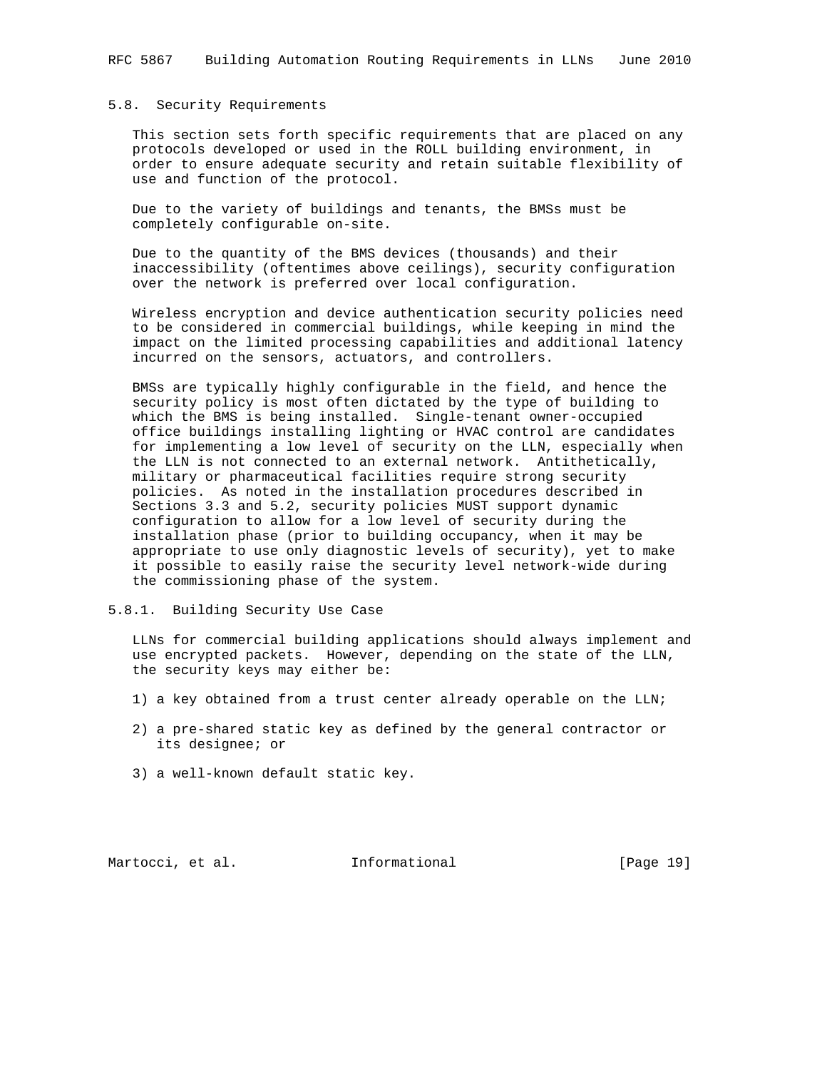## 5.8. Security Requirements

This section sets forth specific requirements that are placed on any protocols developed or used in the ROLL building environment, in order to ensure adequate security and retain suitable flexibility of use and function of the protocol.

Due to the variety of buildings and tenants, the BMSs must be completely configurable on-site.

Due to the quantity of the BMS devices (thousands) and their inaccessibility (oftentimes above ceilings), security configuration over the network is preferred over local configuration.

Wireless encryption and device authentication security policies need to be considered in commercial buildings, while keeping in mind the impact on the limited processing capabilities and additional latency incurred on the sensors, actuators, and controllers.

BMSs are typically highly configurable in the field, and hence the security policy is most often dictated by the type of building to which the BMS is being installed. Single-tenant owner-occupied office buildings installing lighting or HVAC control are candidates for implementing a low level of security on the LLN, especially when the LLN is not connected to an external network. Antithetically, military or pharmaceutical facilities require strong security policies. As noted in the installation procedures described in Sections 3.3 and 5.2, security policies MUST support dynamic configuration to allow for a low level of security during the installation phase (prior to building occupancy, when it may be appropriate to use only diagnostic levels of security), yet to make it possible to easily raise the security level network-wide during the commissioning phase of the system.

### 5.8.1. Building Security Use Case

LLNs for commercial building applications should always implement and use encrypted packets. However, depending on the state of the LLN, the security keys may either be:

1) a key obtained from a trust center already operable on the LLN;

2) a pre-shared static key as defined by the general contractor or its designee; or

3) a well-known default static key.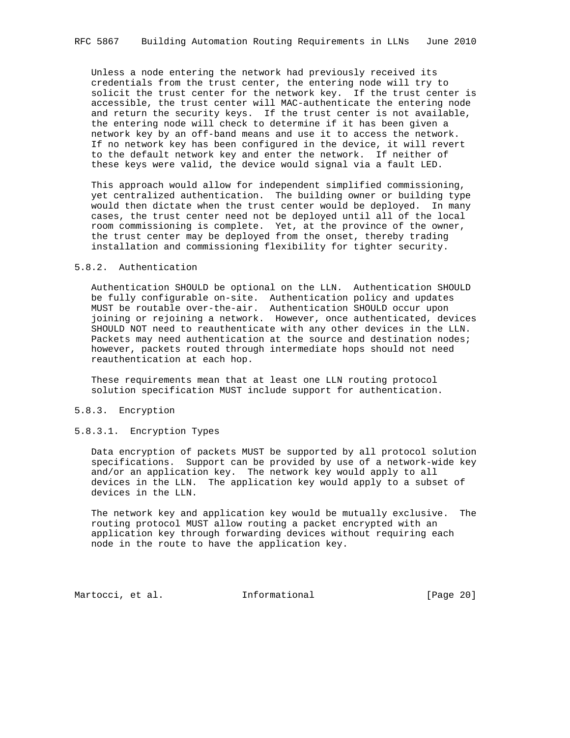Unless a node entering the network had previously received its credentials from the trust center, the entering node will try to solicit the trust center for the network key. If the trust center is accessible, the trust center will MAC-authenticate the entering node and return the security keys. If the trust center is not available, the entering node will check to determine if it has been given a network key by an off-band means and use it to access the network. If no network key has been configured in the device, it will revert to the default network key and enter the network. If neither of these keys were valid, the device would signal via a fault LED.

This approach would allow for independent simplified commissioning, yet centralized authentication. The building owner or building type would then dictate when the trust center would be deployed. In many cases, the trust center need not be deployed until all of the local room commissioning is complete. Yet, at the province of the owner, the trust center may be deployed from the onset, thereby trading installation and commissioning flexibility for tighter security.

#### 5.8.2. Authentication

Authentication SHOULD be optional on the LLN. Authentication SHOULD be fully configurable on-site. Authentication policy and updates MUST be routable over-the-air. Authentication SHOULD occur upon joining or rejoining a network. However, once authenticated, devices SHOULD NOT need to reauthenticate with any other devices in the LLN. Packets may need authentication at the source and destination nodes; however, packets routed through intermediate hops should not need reauthentication at each hop.

These requirements mean that at least one LLN routing protocol solution specification MUST include support for authentication.

#### 5.8.3. Encryption

##### 5.8.3.1. Encryption Types

Data encryption of packets MUST be supported by all protocol solution specifications. Support can be provided by use of a network-wide key and/or an application key. The network key would apply to all devices in the LLN. The application key would apply to a subset of devices in the LLN.

The network key and application key would be mutually exclusive. The routing protocol MUST allow routing a packet encrypted with an application key through forwarding devices without requiring each node in the route to have the application key.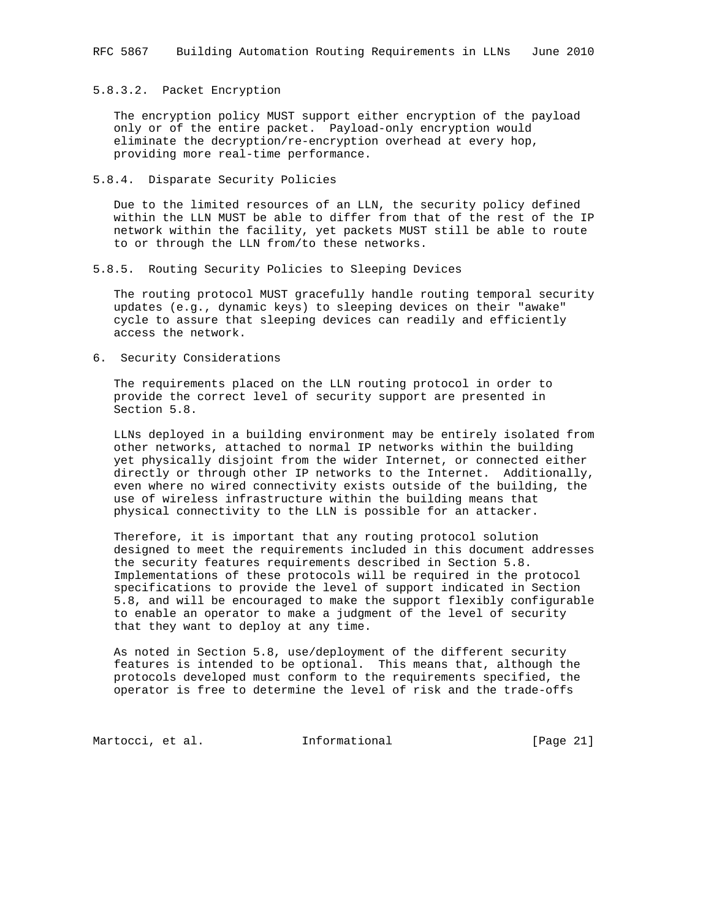#### 5.8.3.2. Packet Encryption

The encryption policy MUST support either encryption of the payload only or of the entire packet. Payload-only encryption would eliminate the decryption/re-encryption overhead at every hop, providing more real-time performance.

### 5.8.4. Disparate Security Policies

Due to the limited resources of an LLN, the security policy defined within the LLN MUST be able to differ from that of the rest of the IP network within the facility, yet packets MUST still be able to route to or through the LLN from/to these networks.

### 5.8.5. Routing Security Policies to Sleeping Devices

The routing protocol MUST gracefully handle routing temporal security updates (e.g., dynamic keys) to sleeping devices on their "awake" cycle to assure that sleeping devices can readily and efficiently access the network.

## 6. Security Considerations

The requirements placed on the LLN routing protocol in order to provide the correct level of security support are presented in Section 5.8.

LLNs deployed in a building environment may be entirely isolated from other networks, attached to normal IP networks within the building yet physically disjoint from the wider Internet, or connected either directly or through other IP networks to the Internet. Additionally, even where no wired connectivity exists outside of the building, the use of wireless infrastructure within the building means that physical connectivity to the LLN is possible for an attacker.

Therefore, it is important that any routing protocol solution designed to meet the requirements included in this document addresses the security features requirements described in Section 5.8. Implementations of these protocols will be required in the protocol specifications to provide the level of support indicated in Section 5.8, and will be encouraged to make the support flexibly configurable to enable an operator to make a judgment of the level of security that they want to deploy at any time.

As noted in Section 5.8, use/deployment of the different security features is intended to be optional. This means that, although the protocols developed must conform to the requirements specified, the operator is free to determine the level of risk and the trade-offs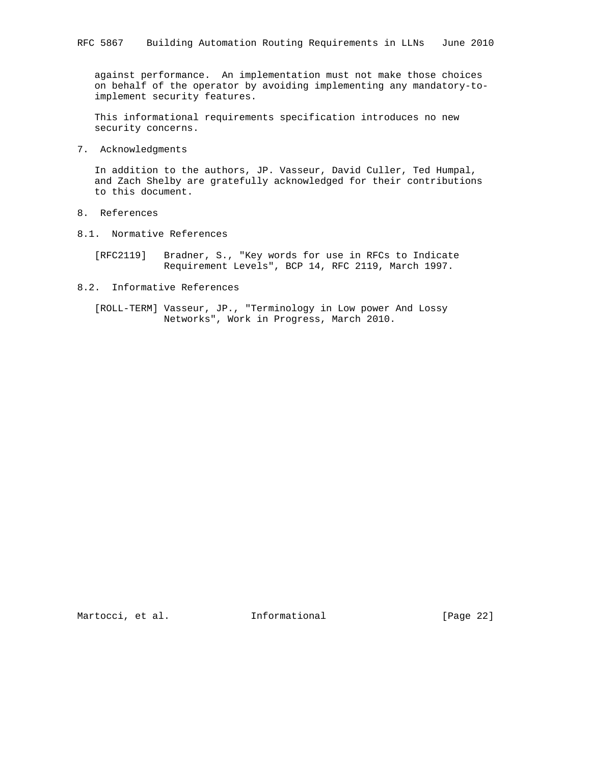against performance. An implementation must not make those choices on behalf of the operator by avoiding implementing any mandatory-to-implement security features.

This informational requirements specification introduces no new security concerns.

## 7. Acknowledgments

In addition to the authors, JP. Vasseur, David Culler, Ted Humpal, and Zach Shelby are gratefully acknowledged for their contributions to this document.

## 8. References

### 8.1. Normative References

[RFC2119] Bradner, S., "Key words for use in RFCs to Indicate Requirement Levels", BCP 14, RFC 2119, March 1997.

### 8.2. Informative References

[ROLL-TERM] Vasseur, JP., "Terminology in Low power And Lossy Networks", Work in Progress, March 2010.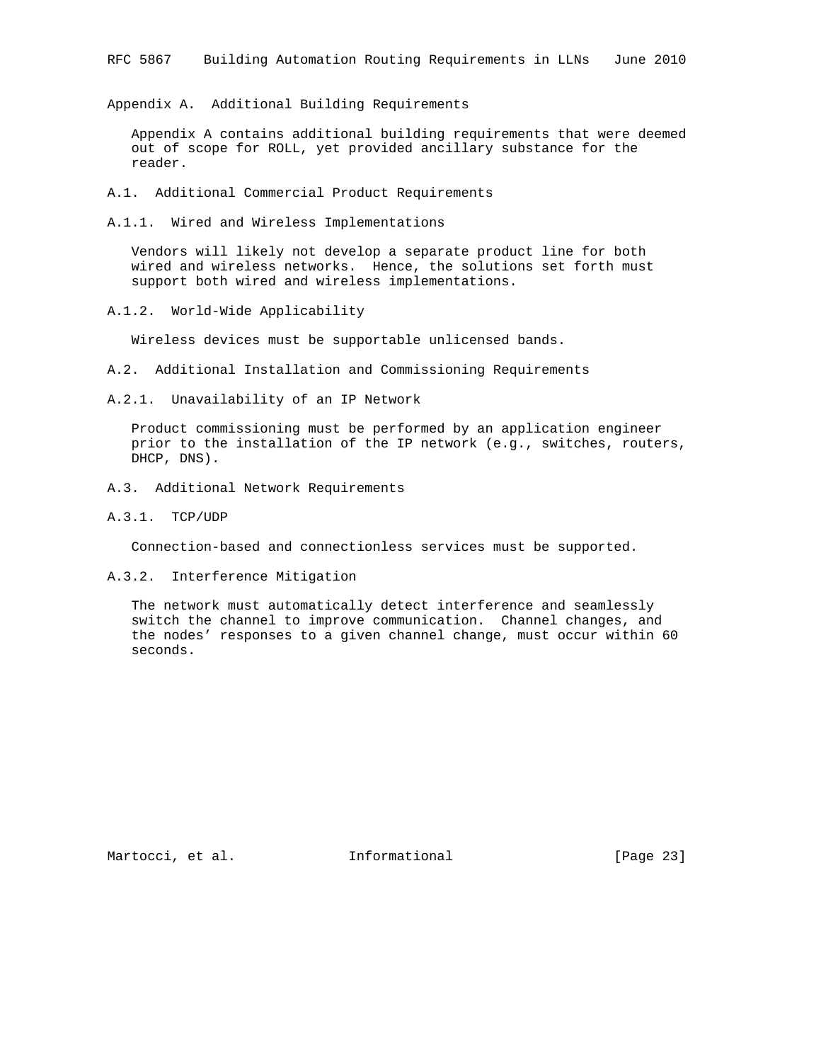# Appendix A. Additional Building Requirements

Appendix A contains additional building requirements that were deemed out of scope for ROLL, yet provided ancillary substance for the reader.

## A.1. Additional Commercial Product Requirements

### A.1.1. Wired and Wireless Implementations

Vendors will likely not develop a separate product line for both wired and wireless networks. Hence, the solutions set forth must support both wired and wireless implementations.

### A.1.2. World-Wide Applicability

Wireless devices must be supportable unlicensed bands.

## A.2. Additional Installation and Commissioning Requirements

### A.2.1. Unavailability of an IP Network

Product commissioning must be performed by an application engineer prior to the installation of the IP network (e.g., switches, routers, DHCP, DNS).

## A.3. Additional Network Requirements

### A.3.1. TCP/UDP

Connection-based and connectionless services must be supported.

### A.3.2. Interference Mitigation

The network must automatically detect interference and seamlessly switch the channel to improve communication. Channel changes, and the nodes' responses to a given channel change, must occur within 60 seconds.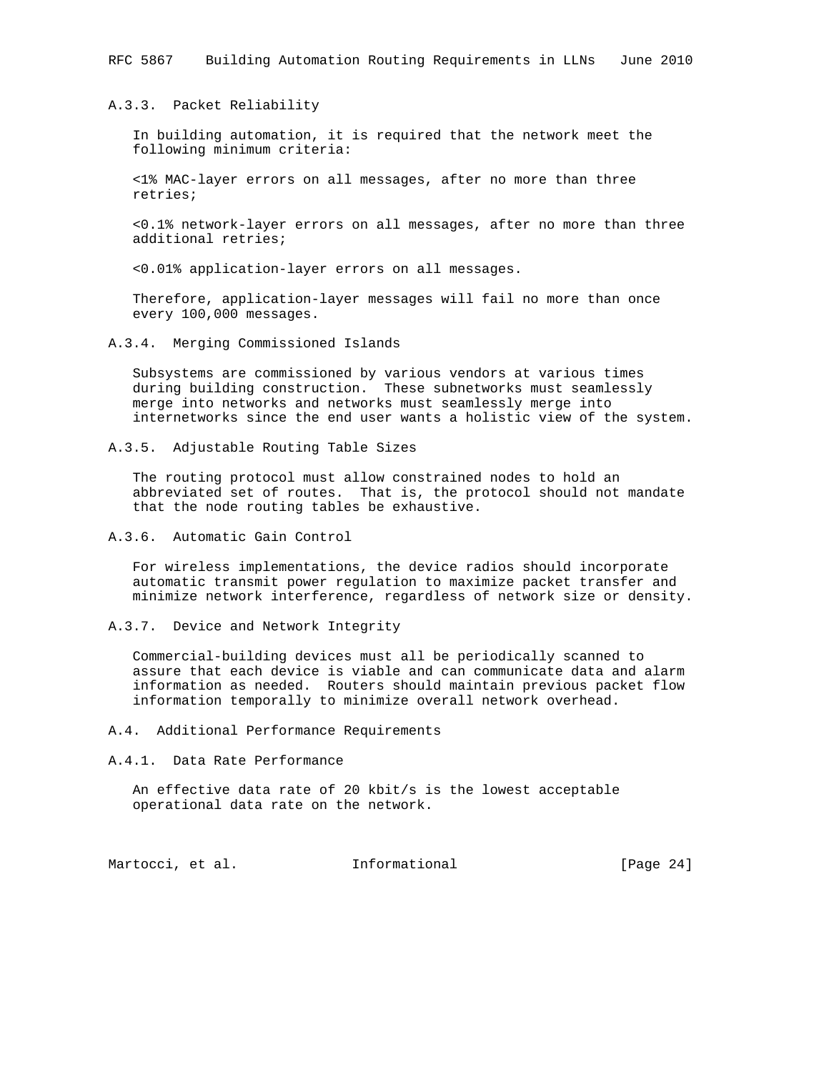### A.3.3. Packet Reliability

In building automation, it is required that the network meet the following minimum criteria:

<1% MAC-layer errors on all messages, after no more than three retries;

<0.1% network-layer errors on all messages, after no more than three additional retries;

<0.01% application-layer errors on all messages.

Therefore, application-layer messages will fail no more than once every 100,000 messages.

### A.3.4. Merging Commissioned Islands

Subsystems are commissioned by various vendors at various times during building construction. These subnetworks must seamlessly merge into networks and networks must seamlessly merge into internetworks since the end user wants a holistic view of the system.

### A.3.5. Adjustable Routing Table Sizes

The routing protocol must allow constrained nodes to hold an abbreviated set of routes. That is, the protocol should not mandate that the node routing tables be exhaustive.

### A.3.6. Automatic Gain Control

For wireless implementations, the device radios should incorporate automatic transmit power regulation to maximize packet transfer and minimize network interference, regardless of network size or density.

### A.3.7. Device and Network Integrity

Commercial-building devices must all be periodically scanned to assure that each device is viable and can communicate data and alarm information as needed. Routers should maintain previous packet flow information temporally to minimize overall network overhead.

## A.4. Additional Performance Requirements

### A.4.1. Data Rate Performance

An effective data rate of 20 kbit/s is the lowest acceptable operational data rate on the network.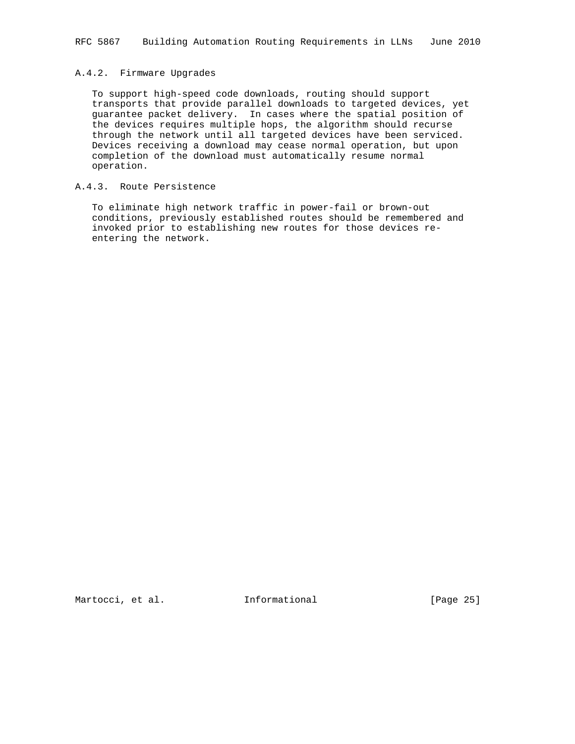#### A.4.2. Firmware Upgrades

To support high-speed code downloads, routing should support transports that provide parallel downloads to targeted devices, yet guarantee packet delivery. In cases where the spatial position of the devices requires multiple hops, the algorithm should recurse through the network until all targeted devices have been serviced. Devices receiving a download may cease normal operation, but upon completion of the download must automatically resume normal operation.

#### A.4.3. Route Persistence

To eliminate high network traffic in power-fail or brown-out conditions, previously established routes should be remembered and invoked prior to establishing new routes for those devices re-entering the network.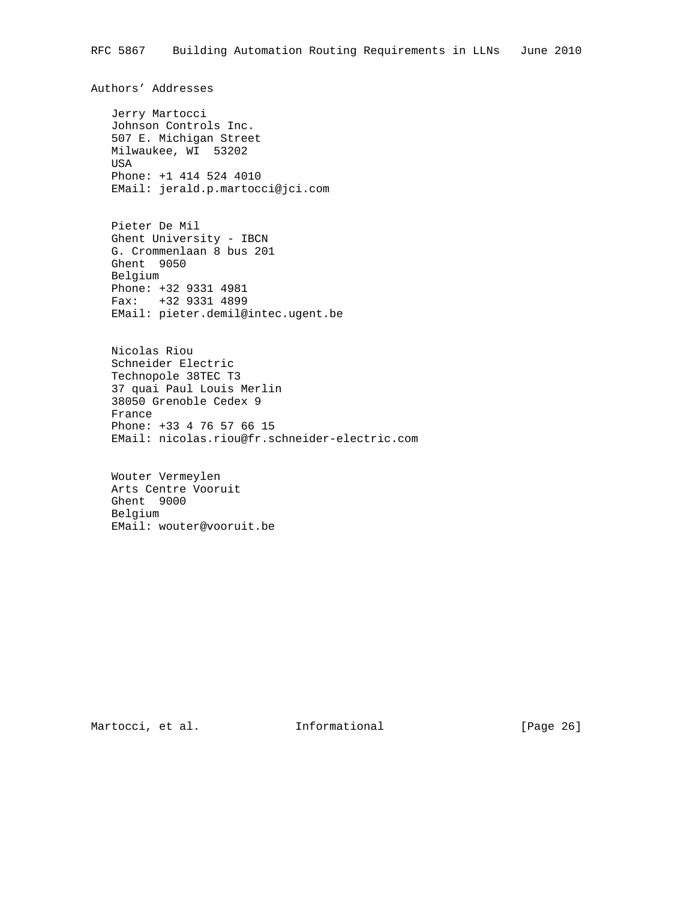## Authors' Addresses

Jerry Martocci
Johnson Controls Inc.
507 E. Michigan Street
Milwaukee, WI  53202
USA
Phone: +1 414 524 4010
EMail: jerald.p.martocci@jci.com

Pieter De Mil
Ghent University - IBCN
G. Crommenlaan 8 bus 201
Ghent  9050
Belgium
Phone: +32 9331 4981
Fax:   +32 9331 4899
EMail: pieter.demil@intec.ugent.be

Nicolas Riou
Schneider Electric
Technopole 38TEC T3
37 quai Paul Louis Merlin
38050 Grenoble Cedex 9
France
Phone: +33 4 76 57 66 15
EMail: nicolas.riou@fr.schneider-electric.com

Wouter Vermeylen
Arts Centre Vooruit
Ghent  9000
Belgium
EMail: wouter@vooruit.be